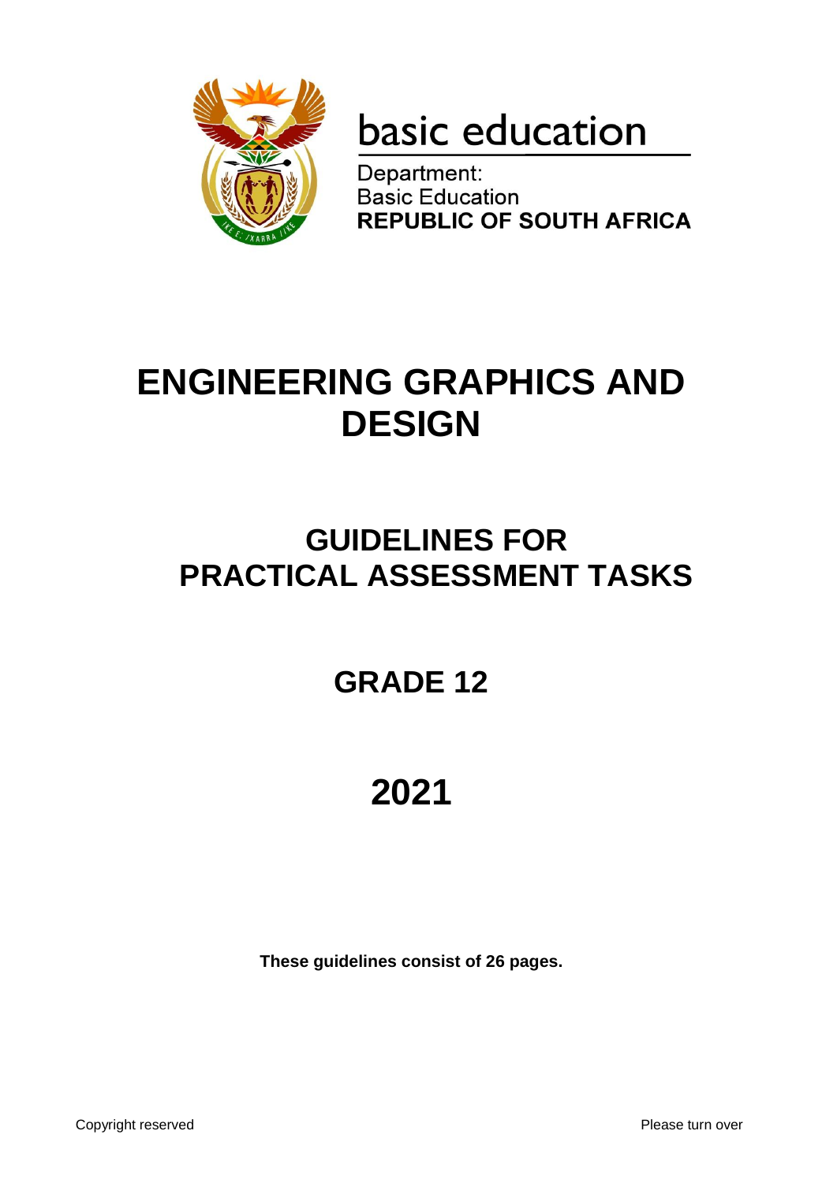basic education

Department:
Basic Education
**REPUBLIC OF SOUTH AFRICA**

# ENGINEERING GRAPHICS AND DESIGN

## GUIDELINES FOR PRACTICAL ASSESSMENT TASKS

## GRADE 12

# 2021

**These guidelines consist of 26 pages.**

Copyright reserved

Please turn over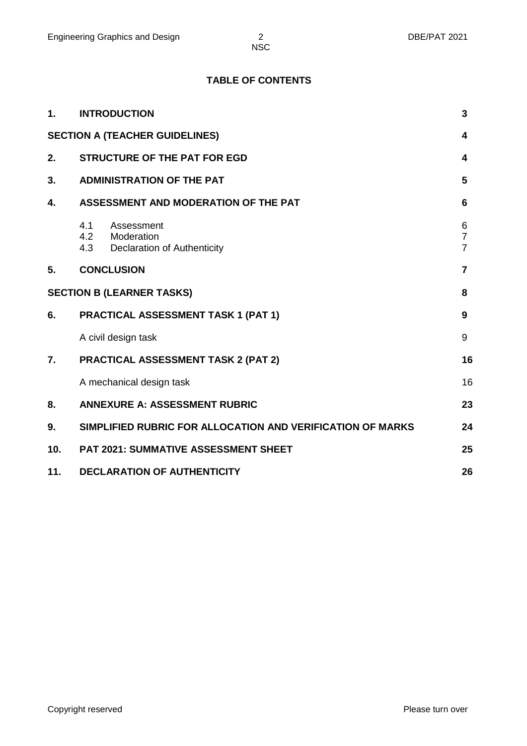## TABLE OF CONTENTS

| | | |
|---|---|---|
| **1.** | **INTRODUCTION** | **3** |
| **SECTION A (TEACHER GUIDELINES)** | | **4** |
| **2.** | **STRUCTURE OF THE PAT FOR EGD** | **4** |
| **3.** | **ADMINISTRATION OF THE PAT** | **5** |
| **4.** | **ASSESSMENT AND MODERATION OF THE PAT** | **6** |
| | 4.1 Assessment | 6 |
| | 4.2 Moderation | 7 |
| | 4.3 Declaration of Authenticity | 7 |
| **5.** | **CONCLUSION** | **7** |
| **SECTION B (LEARNER TASKS)** | | **8** |
| **6.** | **PRACTICAL ASSESSMENT TASK 1 (PAT 1)** | **9** |
| | A civil design task | 9 |
| **7.** | **PRACTICAL ASSESSMENT TASK 2 (PAT 2)** | **16** |
| | A mechanical design task | 16 |
| **8.** | **ANNEXURE A: ASSESSMENT RUBRIC** | **23** |
| **9.** | **SIMPLIFIED RUBRIC FOR ALLOCATION AND VERIFICATION OF MARKS** | **24** |
| **10.** | **PAT 2021: SUMMATIVE ASSESSMENT SHEET** | **25** |
| **11.** | **DECLARATION OF AUTHENTICITY** | **26** |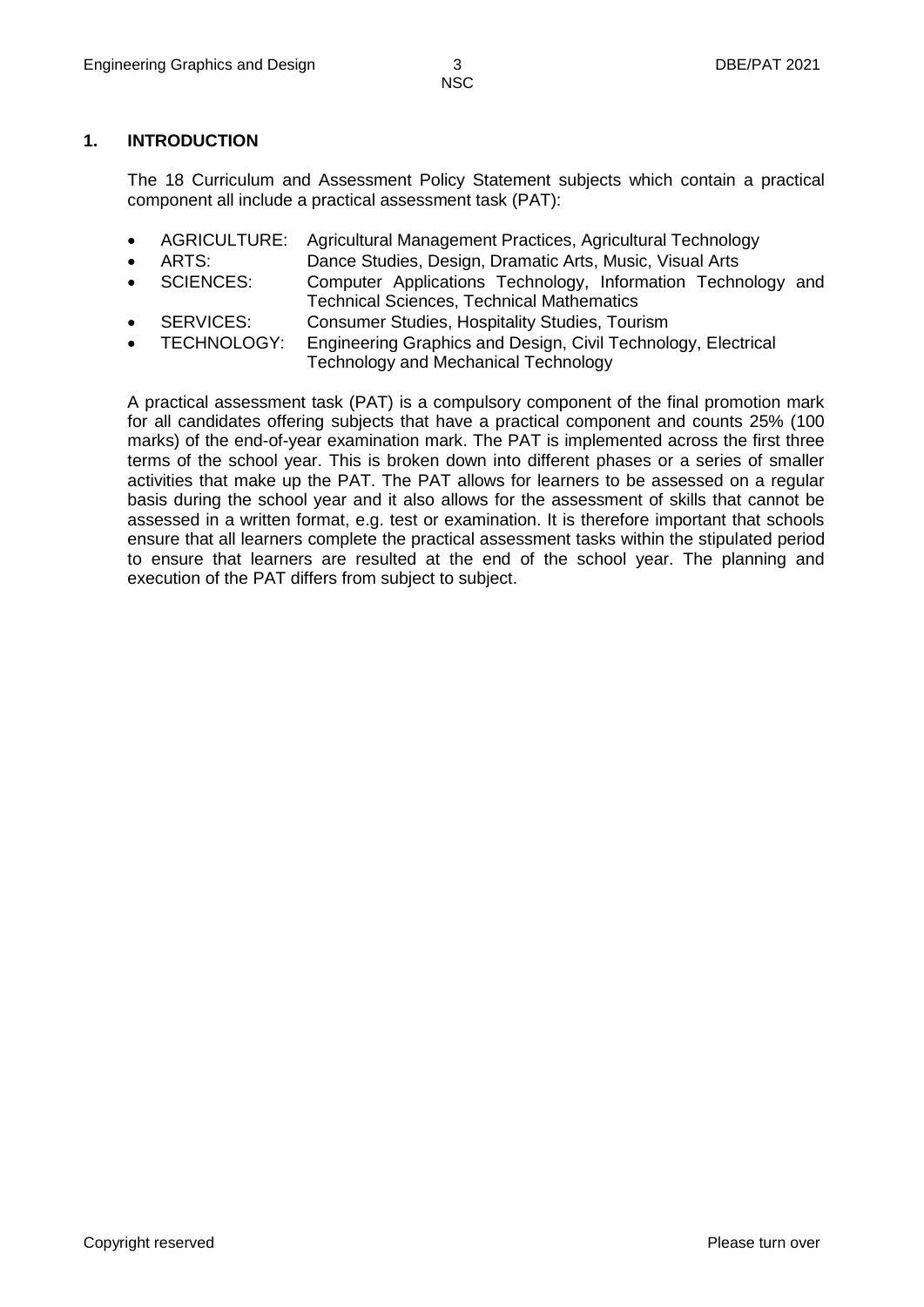## 1. INTRODUCTION

The 18 Curriculum and Assessment Policy Statement subjects which contain a practical component all include a practical assessment task (PAT):

- AGRICULTURE: Agricultural Management Practices, Agricultural Technology
- ARTS: Dance Studies, Design, Dramatic Arts, Music, Visual Arts
- SCIENCES: Computer Applications Technology, Information Technology and Technical Sciences, Technical Mathematics
- SERVICES: Consumer Studies, Hospitality Studies, Tourism
- TECHNOLOGY: Engineering Graphics and Design, Civil Technology, Electrical Technology and Mechanical Technology

A practical assessment task (PAT) is a compulsory component of the final promotion mark for all candidates offering subjects that have a practical component and counts 25% (100 marks) of the end-of-year examination mark. The PAT is implemented across the first three terms of the school year. This is broken down into different phases or a series of smaller activities that make up the PAT. The PAT allows for learners to be assessed on a regular basis during the school year and it also allows for the assessment of skills that cannot be assessed in a written format, e.g. test or examination. It is therefore important that schools ensure that all learners complete the practical assessment tasks within the stipulated period to ensure that learners are resulted at the end of the school year. The planning and execution of the PAT differs from subject to subject.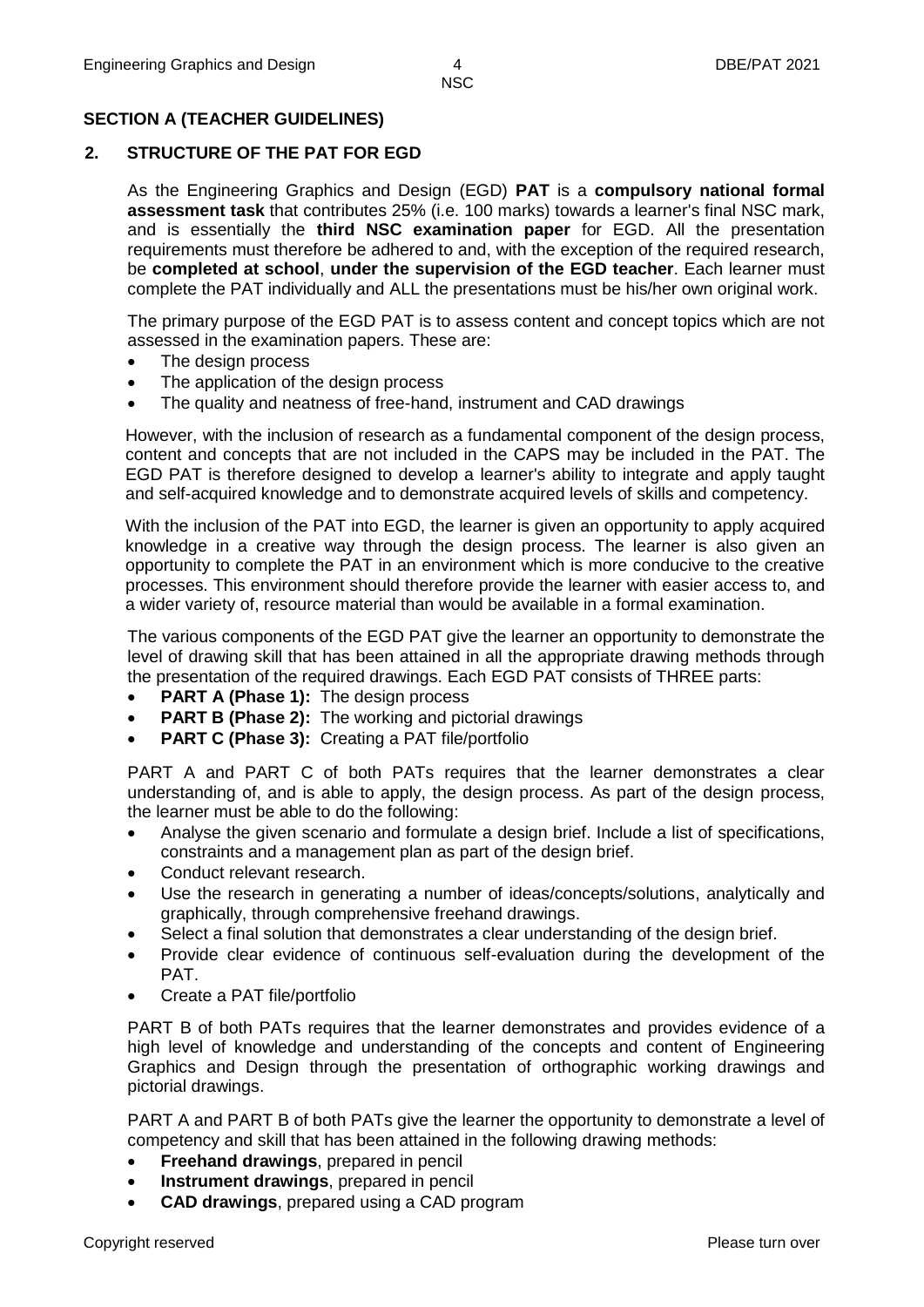## SECTION A (TEACHER GUIDELINES)

### 2. STRUCTURE OF THE PAT FOR EGD

As the Engineering Graphics and Design (EGD) **PAT** is a **compulsory national formal assessment task** that contributes 25% (i.e. 100 marks) towards a learner's final NSC mark, and is essentially the **third NSC examination paper** for EGD. All the presentation requirements must therefore be adhered to and, with the exception of the required research, be **completed at school**, **under the supervision of the EGD teacher**. Each learner must complete the PAT individually and ALL the presentations must be his/her own original work.

The primary purpose of the EGD PAT is to assess content and concept topics which are not assessed in the examination papers. These are:

- The design process
- The application of the design process
- The quality and neatness of free-hand, instrument and CAD drawings

However, with the inclusion of research as a fundamental component of the design process, content and concepts that are not included in the CAPS may be included in the PAT. The EGD PAT is therefore designed to develop a learner's ability to integrate and apply taught and self-acquired knowledge and to demonstrate acquired levels of skills and competency.

With the inclusion of the PAT into EGD, the learner is given an opportunity to apply acquired knowledge in a creative way through the design process. The learner is also given an opportunity to complete the PAT in an environment which is more conducive to the creative processes. This environment should therefore provide the learner with easier access to, and a wider variety of, resource material than would be available in a formal examination.

The various components of the EGD PAT give the learner an opportunity to demonstrate the level of drawing skill that has been attained in all the appropriate drawing methods through the presentation of the required drawings. Each EGD PAT consists of THREE parts:

- **PART A (Phase 1):** The design process
- **PART B (Phase 2):** The working and pictorial drawings
- **PART C (Phase 3):** Creating a PAT file/portfolio

PART A and PART C of both PATs requires that the learner demonstrates a clear understanding of, and is able to apply, the design process. As part of the design process, the learner must be able to do the following:

- Analyse the given scenario and formulate a design brief. Include a list of specifications, constraints and a management plan as part of the design brief.
- Conduct relevant research.
- Use the research in generating a number of ideas/concepts/solutions, analytically and graphically, through comprehensive freehand drawings.
- Select a final solution that demonstrates a clear understanding of the design brief.
- Provide clear evidence of continuous self-evaluation during the development of the PAT.
- Create a PAT file/portfolio

PART B of both PATs requires that the learner demonstrates and provides evidence of a high level of knowledge and understanding of the concepts and content of Engineering Graphics and Design through the presentation of orthographic working drawings and pictorial drawings.

PART A and PART B of both PATs give the learner the opportunity to demonstrate a level of competency and skill that has been attained in the following drawing methods:

- **Freehand drawings**, prepared in pencil
- **Instrument drawings**, prepared in pencil
- **CAD drawings**, prepared using a CAD program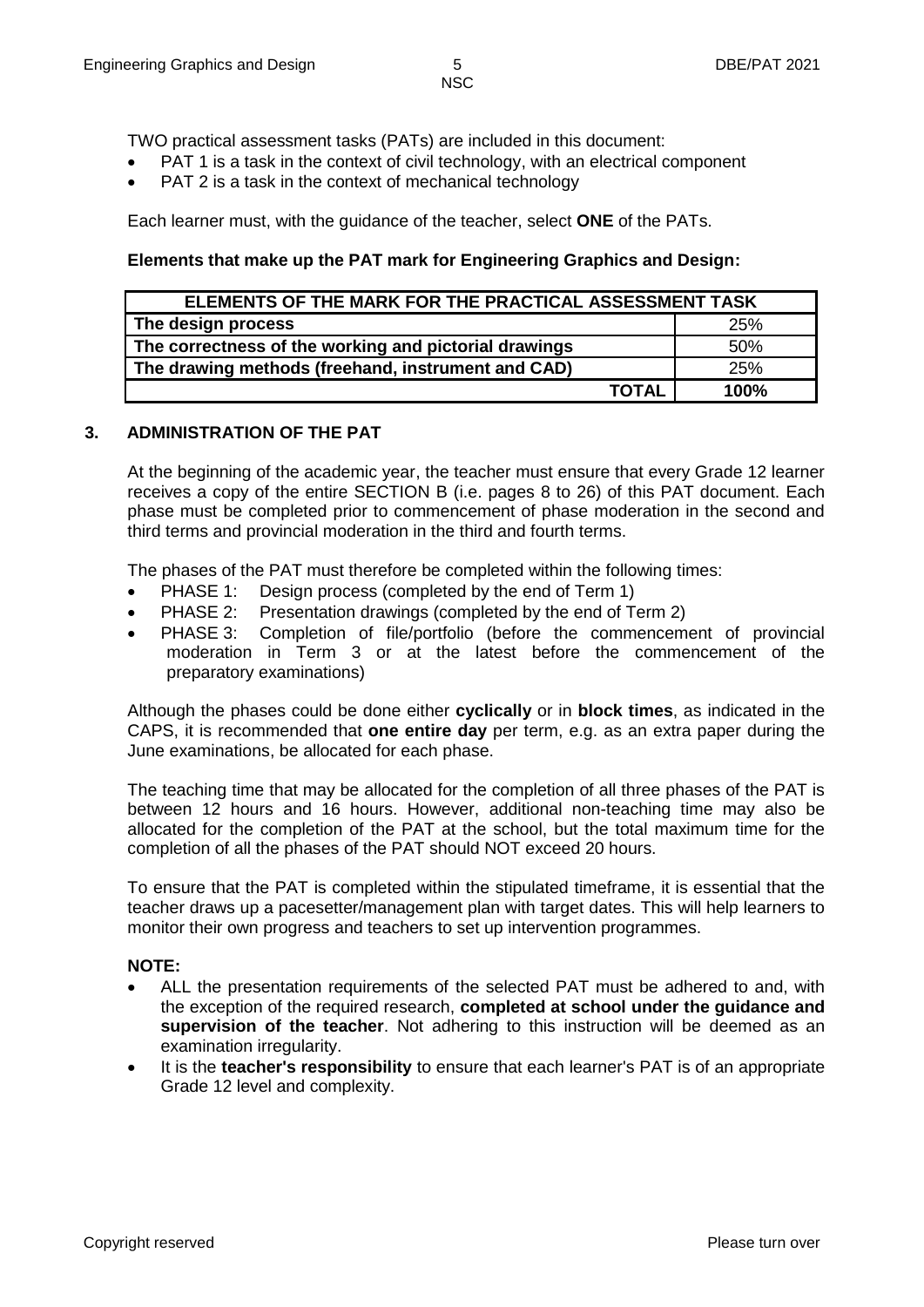TWO practical assessment tasks (PATs) are included in this document:

- PAT 1 is a task in the context of civil technology, with an electrical component
- PAT 2 is a task in the context of mechanical technology

Each learner must, with the guidance of the teacher, select **ONE** of the PATs.

**Elements that make up the PAT mark for Engineering Graphics and Design:**

| ELEMENTS OF THE MARK FOR THE PRACTICAL ASSESSMENT TASK | |
|---|---|
| **The design process** | 25% |
| **The correctness of the working and pictorial drawings** | 50% |
| **The drawing methods (freehand, instrument and CAD)** | 25% |
| **TOTAL** | **100%** |

## 3. ADMINISTRATION OF THE PAT

At the beginning of the academic year, the teacher must ensure that every Grade 12 learner receives a copy of the entire SECTION B (i.e. pages 8 to 26) of this PAT document. Each phase must be completed prior to commencement of phase moderation in the second and third terms and provincial moderation in the third and fourth terms.

The phases of the PAT must therefore be completed within the following times:

- PHASE 1: Design process (completed by the end of Term 1)
- PHASE 2: Presentation drawings (completed by the end of Term 2)
- PHASE 3: Completion of file/portfolio (before the commencement of provincial moderation in Term 3 or at the latest before the commencement of the preparatory examinations)

Although the phases could be done either **cyclically** or in **block times**, as indicated in the CAPS, it is recommended that **one entire day** per term, e.g. as an extra paper during the June examinations, be allocated for each phase.

The teaching time that may be allocated for the completion of all three phases of the PAT is between 12 hours and 16 hours. However, additional non-teaching time may also be allocated for the completion of the PAT at the school, but the total maximum time for the completion of all the phases of the PAT should NOT exceed 20 hours.

To ensure that the PAT is completed within the stipulated timeframe, it is essential that the teacher draws up a pacesetter/management plan with target dates. This will help learners to monitor their own progress and teachers to set up intervention programmes.

**NOTE:**

- ALL the presentation requirements of the selected PAT must be adhered to and, with the exception of the required research, **completed at school under the guidance and supervision of the teacher**. Not adhering to this instruction will be deemed as an examination irregularity.
- It is the **teacher's responsibility** to ensure that each learner's PAT is of an appropriate Grade 12 level and complexity.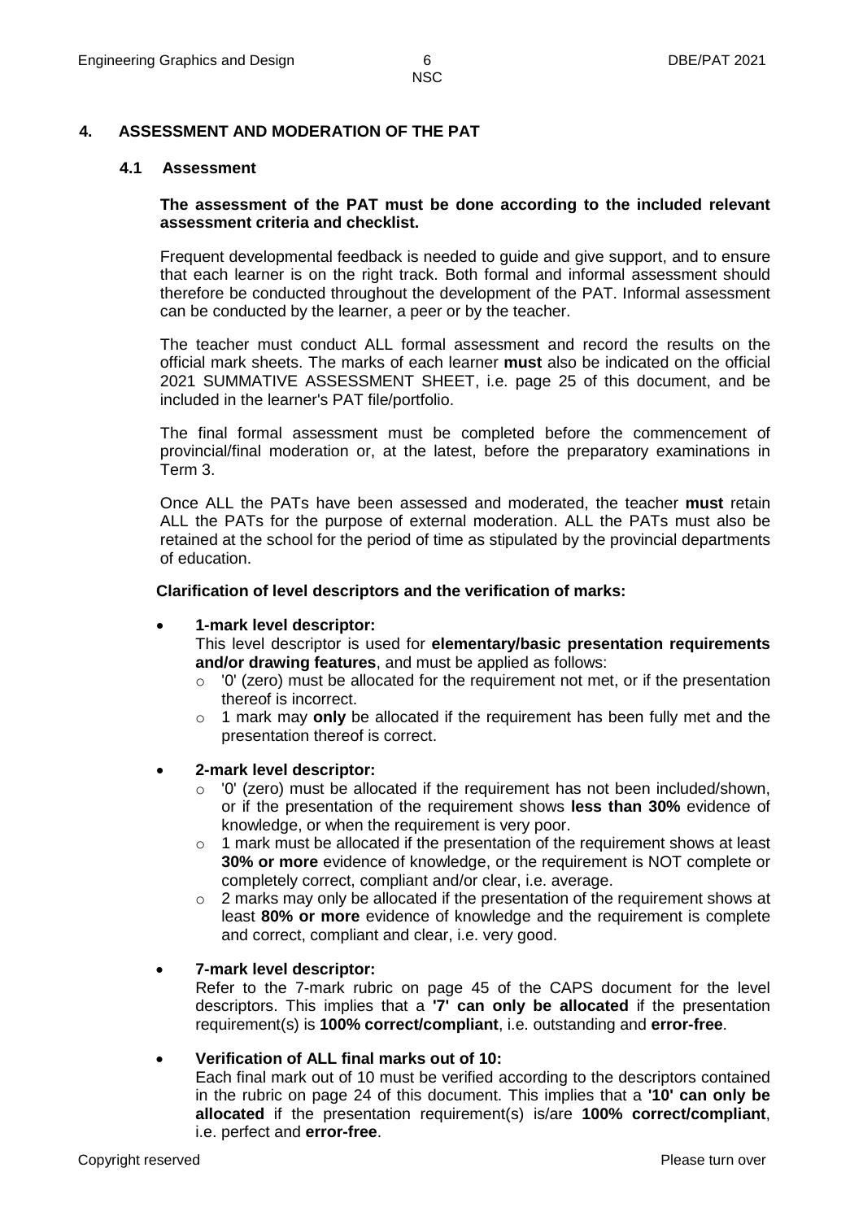## 4. ASSESSMENT AND MODERATION OF THE PAT

### 4.1 Assessment

**The assessment of the PAT must be done according to the included relevant assessment criteria and checklist.**

Frequent developmental feedback is needed to guide and give support, and to ensure that each learner is on the right track. Both formal and informal assessment should therefore be conducted throughout the development of the PAT. Informal assessment can be conducted by the learner, a peer or by the teacher.

The teacher must conduct ALL formal assessment and record the results on the official mark sheets. The marks of each learner **must** also be indicated on the official 2021 SUMMATIVE ASSESSMENT SHEET, i.e. page 25 of this document, and be included in the learner's PAT file/portfolio.

The final formal assessment must be completed before the commencement of provincial/final moderation or, at the latest, before the preparatory examinations in Term 3.

Once ALL the PATs have been assessed and moderated, the teacher **must** retain ALL the PATs for the purpose of external moderation. ALL the PATs must also be retained at the school for the period of time as stipulated by the provincial departments of education.

**Clarification of level descriptors and the verification of marks:**

- **1-mark level descriptor:**
  This level descriptor is used for **elementary/basic presentation requirements and/or drawing features**, and must be applied as follows:
  - '0' (zero) must be allocated for the requirement not met, or if the presentation thereof is incorrect.
  - 1 mark may **only** be allocated if the requirement has been fully met and the presentation thereof is correct.

- **2-mark level descriptor:**
  - '0' (zero) must be allocated if the requirement has not been included/shown, or if the presentation of the requirement shows **less than 30%** evidence of knowledge, or when the requirement is very poor.
  - 1 mark must be allocated if the presentation of the requirement shows at least **30% or more** evidence of knowledge, or the requirement is NOT complete or completely correct, compliant and/or clear, i.e. average.
  - 2 marks may only be allocated if the presentation of the requirement shows at least **80% or more** evidence of knowledge and the requirement is complete and correct, compliant and clear, i.e. very good.

- **7-mark level descriptor:**
  Refer to the 7-mark rubric on page 45 of the CAPS document for the level descriptors. This implies that a **'7' can only be allocated** if the presentation requirement(s) is **100% correct/compliant**, i.e. outstanding and **error-free**.

- **Verification of ALL final marks out of 10:**
  Each final mark out of 10 must be verified according to the descriptors contained in the rubric on page 24 of this document. This implies that a **'10' can only be allocated** if the presentation requirement(s) is/are **100% correct/compliant**, i.e. perfect and **error-free**.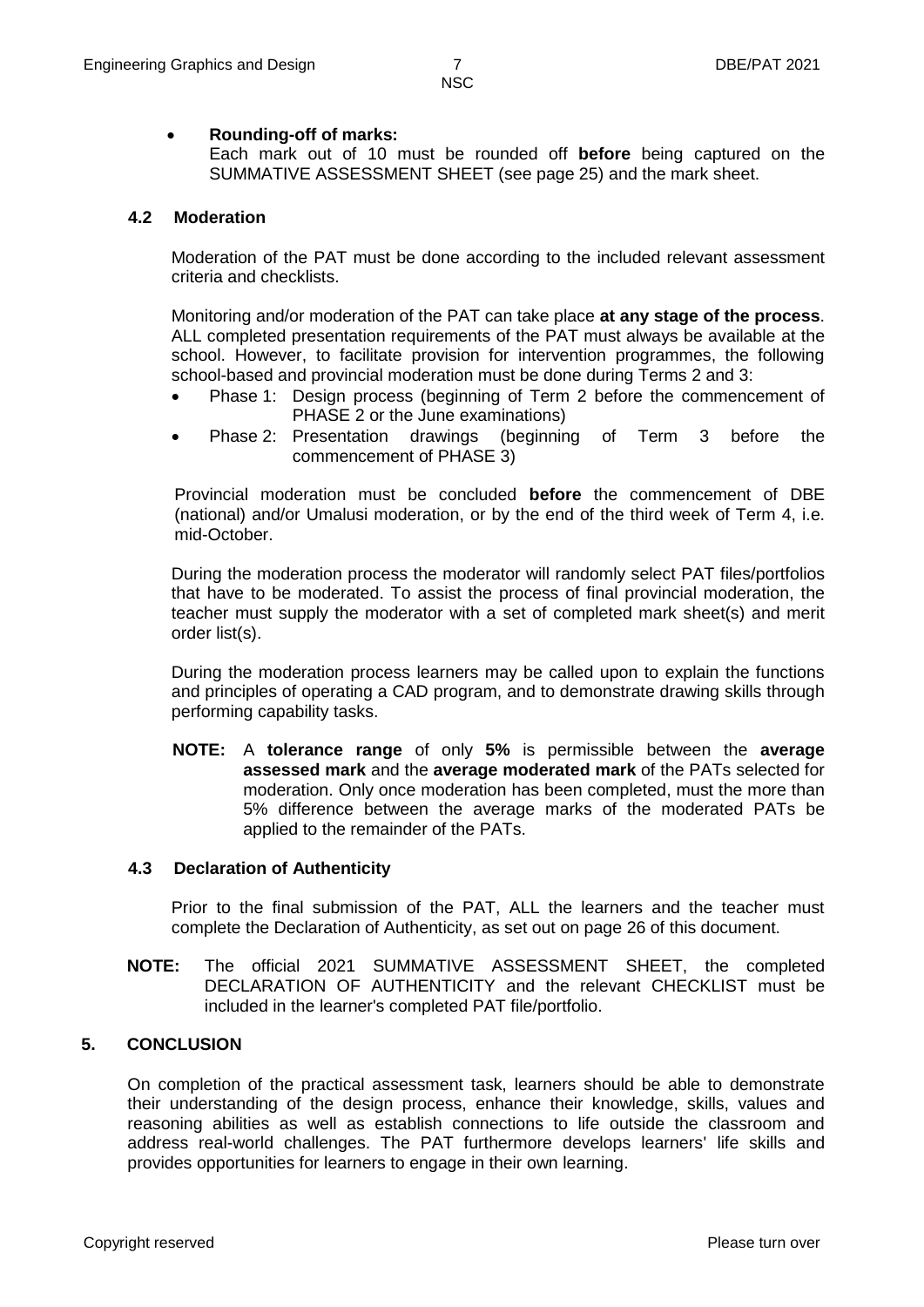- **Rounding-off of marks:**
  Each mark out of 10 must be rounded off **before** being captured on the SUMMATIVE ASSESSMENT SHEET (see page 25) and the mark sheet.

### 4.2 Moderation

Moderation of the PAT must be done according to the included relevant assessment criteria and checklists.

Monitoring and/or moderation of the PAT can take place **at any stage of the process**. ALL completed presentation requirements of the PAT must always be available at the school. However, to facilitate provision for intervention programmes, the following school-based and provincial moderation must be done during Terms 2 and 3:

- Phase 1: Design process (beginning of Term 2 before the commencement of PHASE 2 or the June examinations)
- Phase 2: Presentation drawings (beginning of Term 3 before the commencement of PHASE 3)

Provincial moderation must be concluded **before** the commencement of DBE (national) and/or Umalusi moderation, or by the end of the third week of Term 4, i.e. mid-October.

During the moderation process the moderator will randomly select PAT files/portfolios that have to be moderated. To assist the process of final provincial moderation, the teacher must supply the moderator with a set of completed mark sheet(s) and merit order list(s).

During the moderation process learners may be called upon to explain the functions and principles of operating a CAD program, and to demonstrate drawing skills through performing capability tasks.

**NOTE:** A **tolerance range** of only **5%** is permissible between the **average assessed mark** and the **average moderated mark** of the PATs selected for moderation. Only once moderation has been completed, must the more than 5% difference between the average marks of the moderated PATs be applied to the remainder of the PATs.

### 4.3 Declaration of Authenticity

Prior to the final submission of the PAT, ALL the learners and the teacher must complete the Declaration of Authenticity, as set out on page 26 of this document.

**NOTE:** The official 2021 SUMMATIVE ASSESSMENT SHEET, the completed DECLARATION OF AUTHENTICITY and the relevant CHECKLIST must be included in the learner's completed PAT file/portfolio.

## 5. CONCLUSION

On completion of the practical assessment task, learners should be able to demonstrate their understanding of the design process, enhance their knowledge, skills, values and reasoning abilities as well as establish connections to life outside the classroom and address real-world challenges. The PAT furthermore develops learners' life skills and provides opportunities for learners to engage in their own learning.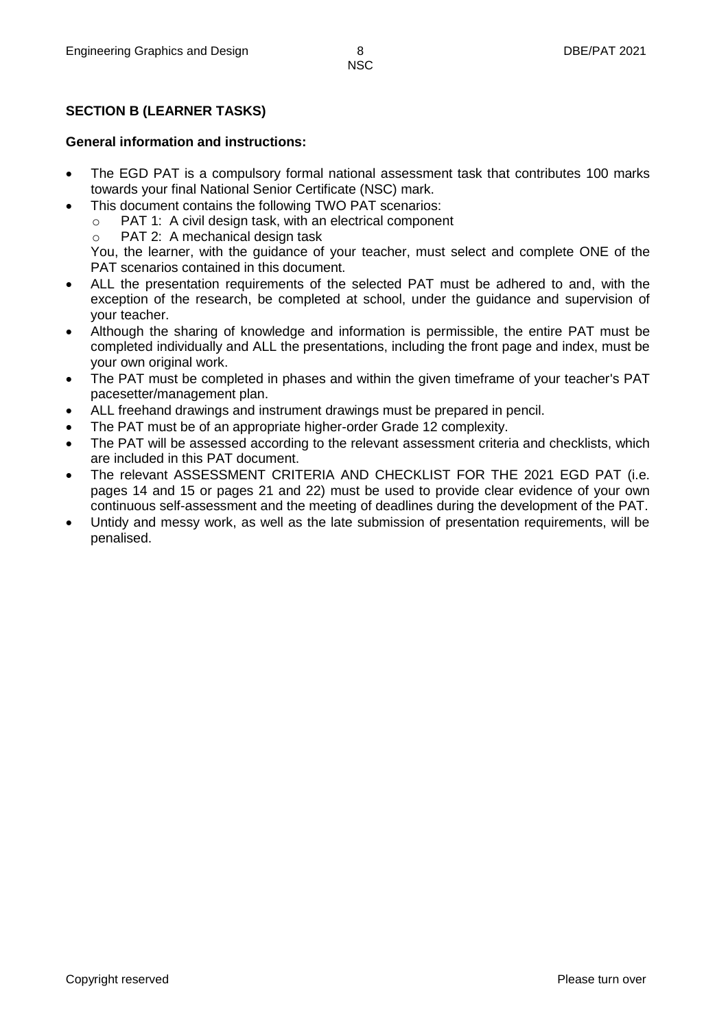**SECTION B (LEARNER TASKS)**

**General information and instructions:**

- The EGD PAT is a compulsory formal national assessment task that contributes 100 marks towards your final National Senior Certificate (NSC) mark.
- This document contains the following TWO PAT scenarios:
  - PAT 1: A civil design task, with an electrical component
  - PAT 2: A mechanical design task

  You, the learner, with the guidance of your teacher, must select and complete ONE of the PAT scenarios contained in this document.
- ALL the presentation requirements of the selected PAT must be adhered to and, with the exception of the research, be completed at school, under the guidance and supervision of your teacher.
- Although the sharing of knowledge and information is permissible, the entire PAT must be completed individually and ALL the presentations, including the front page and index, must be your own original work.
- The PAT must be completed in phases and within the given timeframe of your teacher's PAT pacesetter/management plan.
- ALL freehand drawings and instrument drawings must be prepared in pencil.
- The PAT must be of an appropriate higher-order Grade 12 complexity.
- The PAT will be assessed according to the relevant assessment criteria and checklists, which are included in this PAT document.
- The relevant ASSESSMENT CRITERIA AND CHECKLIST FOR THE 2021 EGD PAT (i.e. pages 14 and 15 or pages 21 and 22) must be used to provide clear evidence of your own continuous self-assessment and the meeting of deadlines during the development of the PAT.
- Untidy and messy work, as well as the late submission of presentation requirements, will be penalised.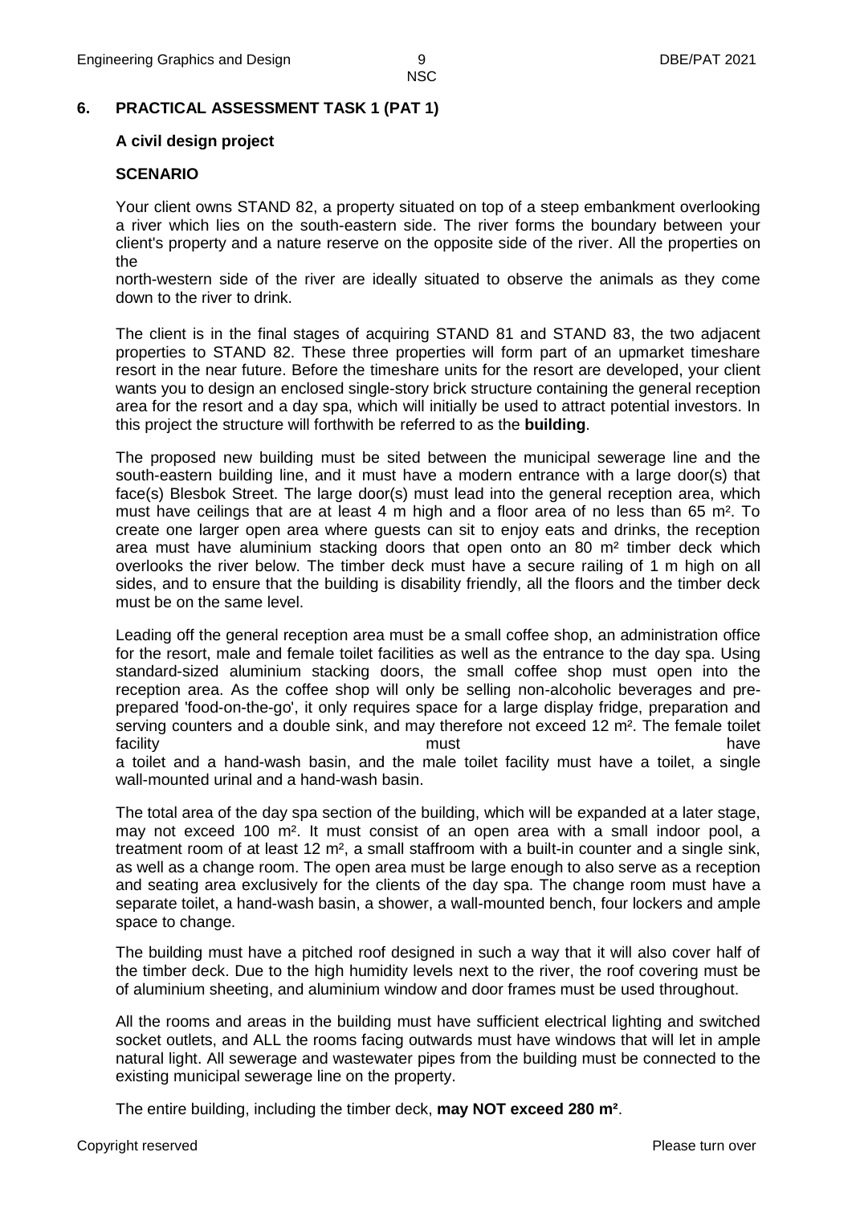## 6. PRACTICAL ASSESSMENT TASK 1 (PAT 1)

### A civil design project

### SCENARIO

Your client owns STAND 82, a property situated on top of a steep embankment overlooking a river which lies on the south-eastern side. The river forms the boundary between your client's property and a nature reserve on the opposite side of the river. All the properties on the north-western side of the river are ideally situated to observe the animals as they come down to the river to drink.

The client is in the final stages of acquiring STAND 81 and STAND 83, the two adjacent properties to STAND 82. These three properties will form part of an upmarket timeshare resort in the near future. Before the timeshare units for the resort are developed, your client wants you to design an enclosed single-story brick structure containing the general reception area for the resort and a day spa, which will initially be used to attract potential investors. In this project the structure will forthwith be referred to as the **building**.

The proposed new building must be sited between the municipal sewerage line and the south-eastern building line, and it must have a modern entrance with a large door(s) that face(s) Blesbok Street. The large door(s) must lead into the general reception area, which must have ceilings that are at least 4 m high and a floor area of no less than 65 m². To create one larger open area where guests can sit to enjoy eats and drinks, the reception area must have aluminium stacking doors that open onto an 80 m² timber deck which overlooks the river below. The timber deck must have a secure railing of 1 m high on all sides, and to ensure that the building is disability friendly, all the floors and the timber deck must be on the same level.

Leading off the general reception area must be a small coffee shop, an administration office for the resort, male and female toilet facilities as well as the entrance to the day spa. Using standard-sized aluminium stacking doors, the small coffee shop must open into the reception area. As the coffee shop will only be selling non-alcoholic beverages and pre-prepared 'food-on-the-go', it only requires space for a large display fridge, preparation and serving counters and a double sink, and may therefore not exceed 12 m². The female toilet facility must have a toilet and a hand-wash basin, and the male toilet facility must have a toilet, a single wall-mounted urinal and a hand-wash basin.

The total area of the day spa section of the building, which will be expanded at a later stage, may not exceed 100 m². It must consist of an open area with a small indoor pool, a treatment room of at least 12 m², a small staffroom with a built-in counter and a single sink, as well as a change room. The open area must be large enough to also serve as a reception and seating area exclusively for the clients of the day spa. The change room must have a separate toilet, a hand-wash basin, a shower, a wall-mounted bench, four lockers and ample space to change.

The building must have a pitched roof designed in such a way that it will also cover half of the timber deck. Due to the high humidity levels next to the river, the roof covering must be of aluminium sheeting, and aluminium window and door frames must be used throughout.

All the rooms and areas in the building must have sufficient electrical lighting and switched socket outlets, and ALL the rooms facing outwards must have windows that will let in ample natural light. All sewerage and wastewater pipes from the building must be connected to the existing municipal sewerage line on the property.

The entire building, including the timber deck, **may NOT exceed 280 m²**.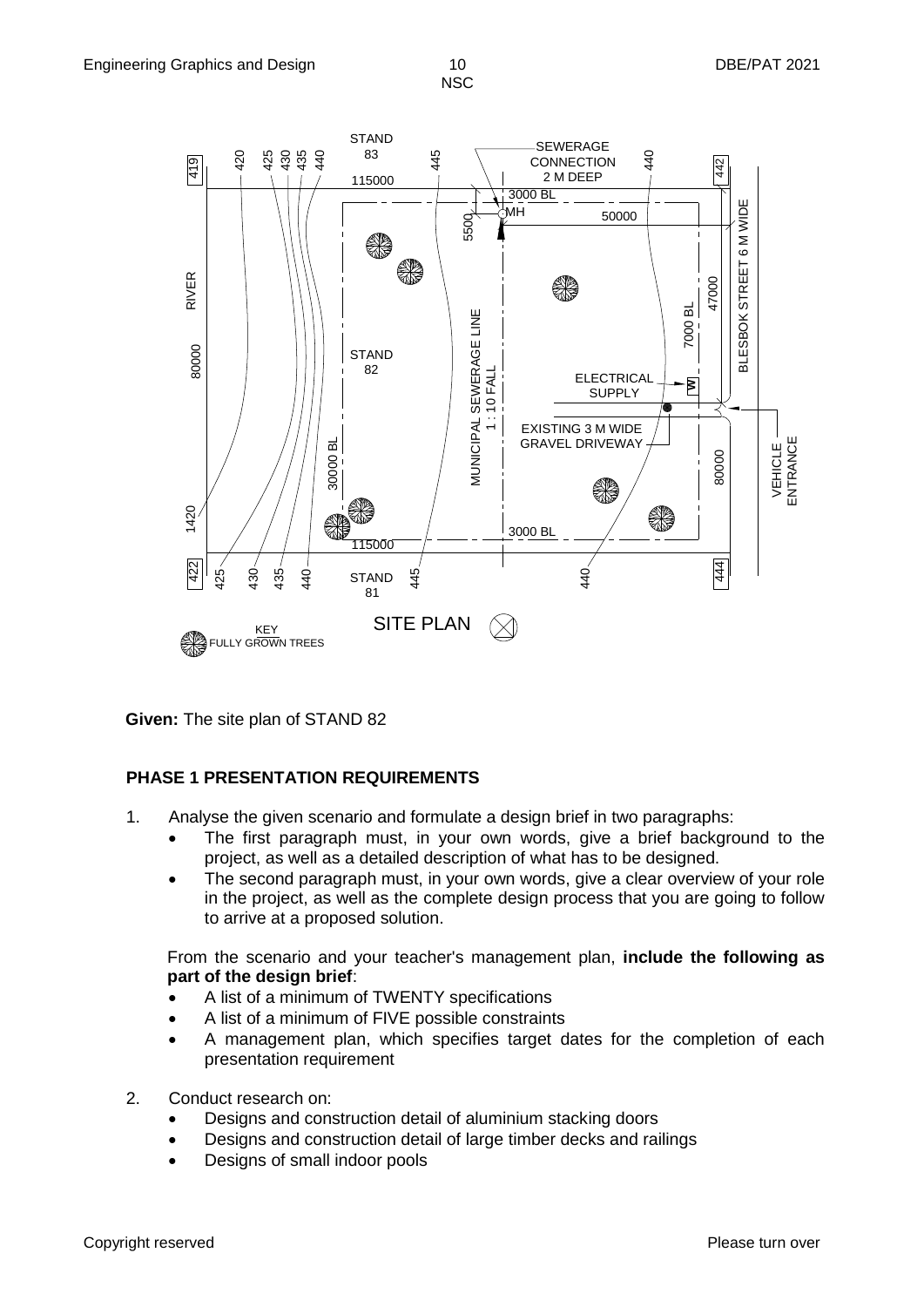STAND 83

STAND 82

STAND 81

SEWERAGE CONNECTION 2 M DEEP

RIVER

BLESBOK STREET 6 M WIDE

MUNICIPAL SEWERAGE LINE 1 : 10 FALL

ELECTRICAL SUPPLY

EXISTING 3 M WIDE GRAVEL DRIVEWAY

VEHICLE ENTRANCE

KEY: FULLY GROWN TREES

SITE PLAN

**Given:** The site plan of STAND 82

## PHASE 1 PRESENTATION REQUIREMENTS

1. Analyse the given scenario and formulate a design brief in two paragraphs:
   - The first paragraph must, in your own words, give a brief background to the project, as well as a detailed description of what has to be designed.
   - The second paragraph must, in your own words, give a clear overview of your role in the project, as well as the complete design process that you are going to follow to arrive at a proposed solution.

   From the scenario and your teacher's management plan, **include the following as part of the design brief**:
   - A list of a minimum of TWENTY specifications
   - A list of a minimum of FIVE possible constraints
   - A management plan, which specifies target dates for the completion of each presentation requirement

2. Conduct research on:
   - Designs and construction detail of aluminium stacking doors
   - Designs and construction detail of large timber decks and railings
   - Designs of small indoor pools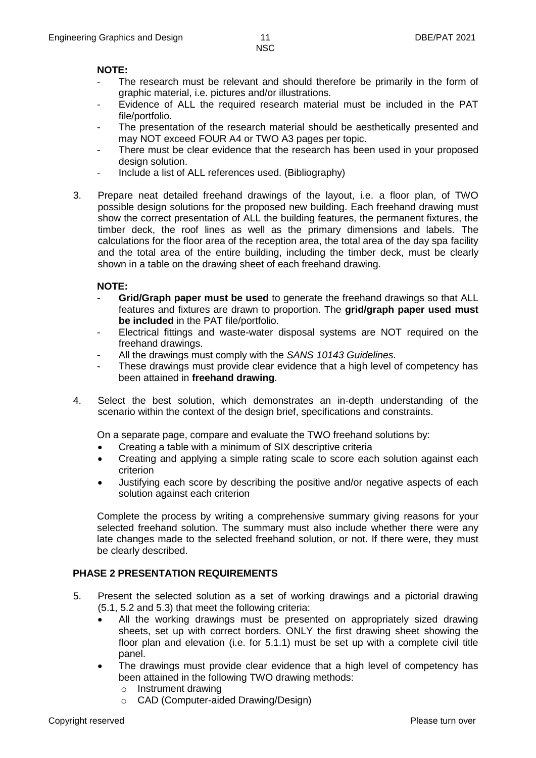**NOTE:**

- The research must be relevant and should therefore be primarily in the form of graphic material, i.e. pictures and/or illustrations.
- Evidence of ALL the required research material must be included in the PAT file/portfolio.
- The presentation of the research material should be aesthetically presented and may NOT exceed FOUR A4 or TWO A3 pages per topic.
- There must be clear evidence that the research has been used in your proposed design solution.
- Include a list of ALL references used. (Bibliography)

3. Prepare neat detailed freehand drawings of the layout, i.e. a floor plan, of TWO possible design solutions for the proposed new building. Each freehand drawing must show the correct presentation of ALL the building features, the permanent fixtures, the timber deck, the roof lines as well as the primary dimensions and labels. The calculations for the floor area of the reception area, the total area of the day spa facility and the total area of the entire building, including the timber deck, must be clearly shown in a table on the drawing sheet of each freehand drawing.

   **NOTE:**

   - **Grid/Graph paper must be used** to generate the freehand drawings so that ALL features and fixtures are drawn to proportion. The **grid/graph paper used must be included** in the PAT file/portfolio.
   - Electrical fittings and waste-water disposal systems are NOT required on the freehand drawings.
   - All the drawings must comply with the *SANS 10143 Guidelines.*
   - These drawings must provide clear evidence that a high level of competency has been attained in **freehand drawing**.

4. Select the best solution, which demonstrates an in-depth understanding of the scenario within the context of the design brief, specifications and constraints.

   On a separate page, compare and evaluate the TWO freehand solutions by:

   - Creating a table with a minimum of SIX descriptive criteria
   - Creating and applying a simple rating scale to score each solution against each criterion
   - Justifying each score by describing the positive and/or negative aspects of each solution against each criterion

   Complete the process by writing a comprehensive summary giving reasons for your selected freehand solution. The summary must also include whether there were any late changes made to the selected freehand solution, or not. If there were, they must be clearly described.

**PHASE 2 PRESENTATION REQUIREMENTS**

5. Present the selected solution as a set of working drawings and a pictorial drawing (5.1, 5.2 and 5.3) that meet the following criteria:

   - All the working drawings must be presented on appropriately sized drawing sheets, set up with correct borders. ONLY the first drawing sheet showing the floor plan and elevation (i.e. for 5.1.1) must be set up with a complete civil title panel.
   - The drawings must provide clear evidence that a high level of competency has been attained in the following TWO drawing methods:
     - Instrument drawing
     - CAD (Computer-aided Drawing/Design)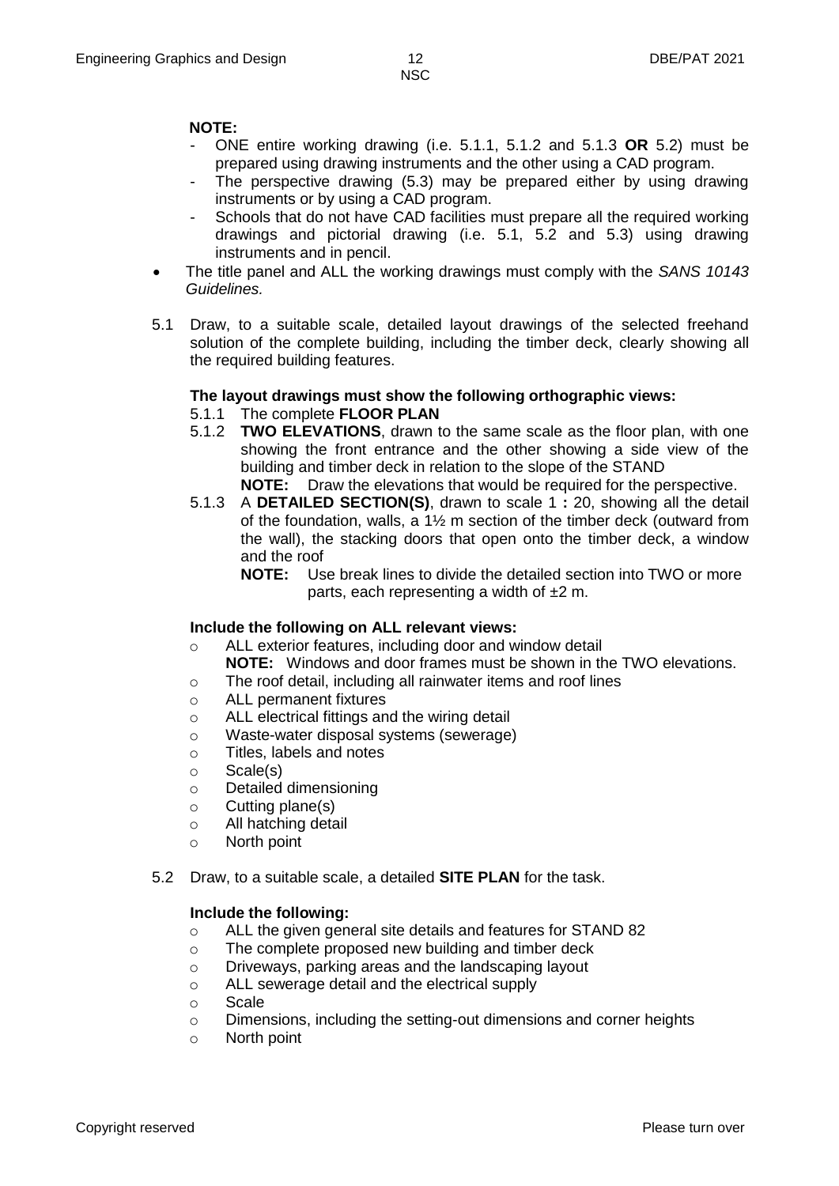**NOTE:**

- ONE entire working drawing (i.e. 5.1.1, 5.1.2 and 5.1.3 **OR** 5.2) must be prepared using drawing instruments and the other using a CAD program.
- The perspective drawing (5.3) may be prepared either by using drawing instruments or by using a CAD program.
- Schools that do not have CAD facilities must prepare all the required working drawings and pictorial drawing (i.e. 5.1, 5.2 and 5.3) using drawing instruments and in pencil.

- The title panel and ALL the working drawings must comply with the *SANS 10143 Guidelines.*

5.1 Draw, to a suitable scale, detailed layout drawings of the selected freehand solution of the complete building, including the timber deck, clearly showing all the required building features.

**The layout drawings must show the following orthographic views:**

5.1.1 The complete **FLOOR PLAN**

5.1.2 **TWO ELEVATIONS**, drawn to the same scale as the floor plan, with one showing the front entrance and the other showing a side view of the building and timber deck in relation to the slope of the STAND

**NOTE:** Draw the elevations that would be required for the perspective.

5.1.3 A **DETAILED SECTION(S)**, drawn to scale 1 **:** 20, showing all the detail of the foundation, walls, a 1½ m section of the timber deck (outward from the wall), the stacking doors that open onto the timber deck, a window and the roof

**NOTE:** Use break lines to divide the detailed section into TWO or more parts, each representing a width of ±2 m.

**Include the following on ALL relevant views:**

- ALL exterior features, including door and window detail
  **NOTE:** Windows and door frames must be shown in the TWO elevations.
- The roof detail, including all rainwater items and roof lines
- ALL permanent fixtures
- ALL electrical fittings and the wiring detail
- Waste-water disposal systems (sewerage)
- Titles, labels and notes
- Scale(s)
- Detailed dimensioning
- Cutting plane(s)
- All hatching detail
- North point

5.2 Draw, to a suitable scale, a detailed **SITE PLAN** for the task.

**Include the following:**

- ALL the given general site details and features for STAND 82
- The complete proposed new building and timber deck
- Driveways, parking areas and the landscaping layout
- ALL sewerage detail and the electrical supply
- Scale
- Dimensions, including the setting-out dimensions and corner heights
- North point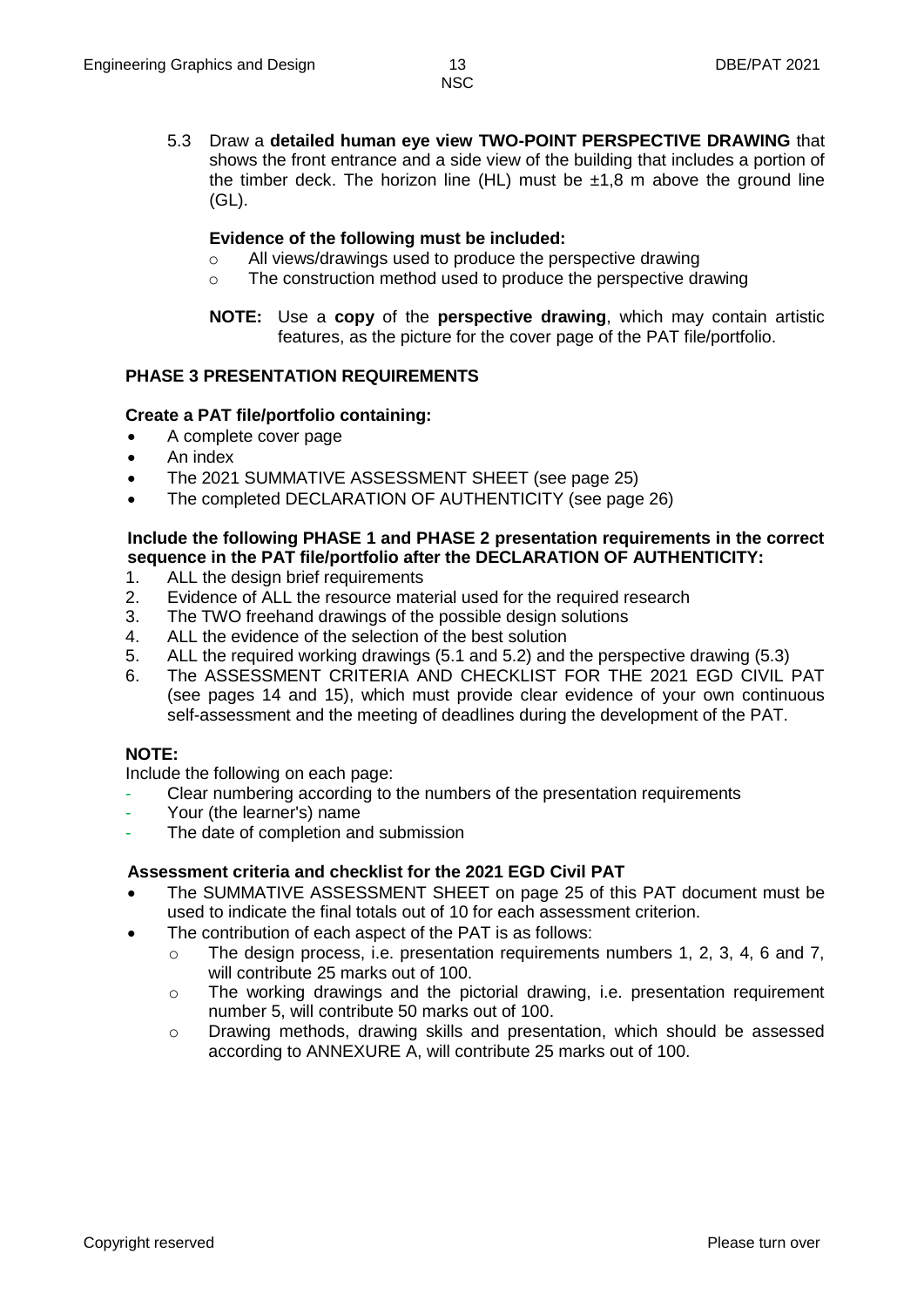5.3 Draw a **detailed human eye view TWO-POINT PERSPECTIVE DRAWING** that shows the front entrance and a side view of the building that includes a portion of the timber deck. The horizon line (HL) must be ±1,8 m above the ground line (GL).

**Evidence of the following must be included:**

- All views/drawings used to produce the perspective drawing
- The construction method used to produce the perspective drawing

**NOTE:** Use a **copy** of the **perspective drawing**, which may contain artistic features, as the picture for the cover page of the PAT file/portfolio.

### PHASE 3 PRESENTATION REQUIREMENTS

**Create a PAT file/portfolio containing:**

- A complete cover page
- An index
- The 2021 SUMMATIVE ASSESSMENT SHEET (see page 25)
- The completed DECLARATION OF AUTHENTICITY (see page 26)

**Include the following PHASE 1 and PHASE 2 presentation requirements in the correct sequence in the PAT file/portfolio after the DECLARATION OF AUTHENTICITY:**

1. ALL the design brief requirements
2. Evidence of ALL the resource material used for the required research
3. The TWO freehand drawings of the possible design solutions
4. ALL the evidence of the selection of the best solution
5. ALL the required working drawings (5.1 and 5.2) and the perspective drawing (5.3)
6. The ASSESSMENT CRITERIA AND CHECKLIST FOR THE 2021 EGD CIVIL PAT (see pages 14 and 15), which must provide clear evidence of your own continuous self-assessment and the meeting of deadlines during the development of the PAT.

**NOTE:**

Include the following on each page:

- Clear numbering according to the numbers of the presentation requirements
- Your (the learner's) name
- The date of completion and submission

**Assessment criteria and checklist for the 2021 EGD Civil PAT**

- The SUMMATIVE ASSESSMENT SHEET on page 25 of this PAT document must be used to indicate the final totals out of 10 for each assessment criterion.
- The contribution of each aspect of the PAT is as follows:
  - The design process, i.e. presentation requirements numbers 1, 2, 3, 4, 6 and 7, will contribute 25 marks out of 100.
  - The working drawings and the pictorial drawing, i.e. presentation requirement number 5, will contribute 50 marks out of 100.
  - Drawing methods, drawing skills and presentation, which should be assessed according to ANNEXURE A, will contribute 25 marks out of 100.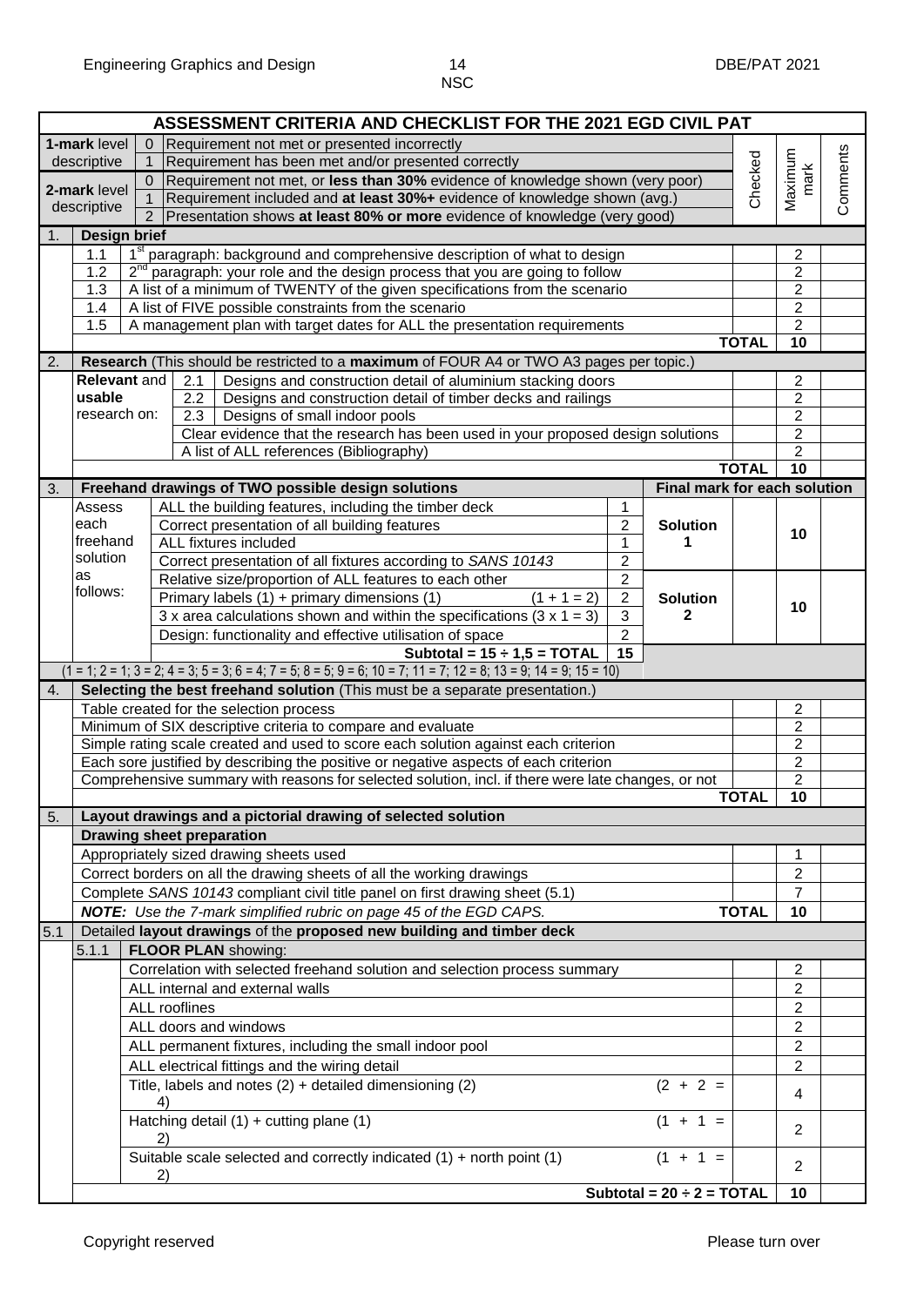| ASSESSMENT CRITERIA AND CHECKLIST FOR THE 2021 EGD CIVIL PAT | | | | | |
|---|---|---|---|---|---|
| **1-mark level descriptive** | 0 Requirement not met or presented incorrectly<br>1 Requirement has been met and/or presented correctly | | Checked | Maximum mark | Comments |
| **2-mark level descriptive** | 0 Requirement not met, or **less than 30%** evidence of knowledge shown (very poor)<br>1 Requirement included and **at least 30%+** evidence of knowledge shown (avg.)<br>2 Presentation shows **at least 80% or more** evidence of knowledge (very good) | | | | |
| **1.** | **Design brief** | | | | |
| 1.1 | 1st paragraph: background and comprehensive description of what to design | | | 2 | |
| 1.2 | 2nd paragraph: your role and the design process that you are going to follow | | | 2 | |
| 1.3 | A list of a minimum of TWENTY of the given specifications from the scenario | | | 2 | |
| 1.4 | A list of FIVE possible constraints from the scenario | | | 2 | |
| 1.5 | A management plan with target dates for ALL the presentation requirements | | | 2 | |
| | | | **TOTAL** | **10** | |
| **2.** | **Research** (This should be restricted to a **maximum** of FOUR A4 or TWO A3 pages per topic.) | | | | |
| **Relevant** and **usable** research on: | 2.1 Designs and construction detail of aluminium stacking doors | | | 2 | |
| | 2.2 Designs and construction detail of timber decks and railings | | | 2 | |
| | 2.3 Designs of small indoor pools | | | 2 | |
| | Clear evidence that the research has been used in your proposed design solutions | | | 2 | |
| | A list of ALL references (Bibliography) | | | 2 | |
| | | | **TOTAL** | **10** | |
| **3.** | **Freehand drawings of TWO possible design solutions** | | **Final mark for each solution** | | |
| Assess each freehand solution as follows: | ALL the building features, including the timber deck | 1 | **Solution 1** | 10 | |
| | Correct presentation of all building features | 2 | | | |
| | ALL fixtures included | 1 | | | |
| | Correct presentation of all fixtures according to *SANS 10143* | 2 | | | |
| | Relative size/proportion of ALL features to each other | 2 | **Solution 2** | 10 | |
| | Primary labels (1) + primary dimensions (1) (1 + 1 = 2) | 2 | | | |
| | 3 x area calculations shown and within the specifications (3 x 1 = 3) | 3 | | | |
| | Design: functionality and effective utilisation of space | 2 | | | |
| | **Subtotal = 15 ÷ 1,5 = TOTAL** | **15** | | | |
| | (1 = 1; 2 = 1; 3 = 2; 4 = 3; 5 = 3; 6 = 4; 7 = 5; 8 = 5; 9 = 6; 10 = 7; 11 = 7; 12 = 8; 13 = 9; 14 = 9; 15 = 10) | | | | |
| **4.** | **Selecting the best freehand solution** (This must be a separate presentation.) | | | | |
| | Table created for the selection process | | | 2 | |
| | Minimum of SIX descriptive criteria to compare and evaluate | | | 2 | |
| | Simple rating scale created and used to score each solution against each criterion | | | 2 | |
| | Each score justified by describing the positive or negative aspects of each criterion | | | 2 | |
| | Comprehensive summary with reasons for selected solution, incl. if there were late changes, or not | | | 2 | |
| | | | **TOTAL** | **10** | |
| **5.** | **Layout drawings and a pictorial drawing of selected solution** | | | | |
| | **Drawing sheet preparation** | | | | |
| | Appropriately sized drawing sheets used | | | 1 | |
| | Correct borders on all the drawing sheets of all the working drawings | | | 2 | |
| | Complete *SANS 10143* compliant civil title panel on first drawing sheet (5.1) | | | 7 | |
| | ***NOTE:** Use the 7-mark simplified rubric on page 45 of the EGD CAPS.* | | **TOTAL** | **10** | |
| **5.1** | Detailed **layout drawings** of the **proposed new building and timber deck** | | | | |
| 5.1.1 | **FLOOR PLAN** showing: | | | | |
| | Correlation with selected freehand solution and selection process summary | | | 2 | |
| | ALL internal and external walls | | | 2 | |
| | ALL rooflines | | | 2 | |
| | ALL doors and windows | | | 2 | |
| | ALL permanent fixtures, including the small indoor pool | | | 2 | |
| | ALL electrical fittings and the wiring detail | | | 2 | |
| | Title, labels and notes (2) + detailed dimensioning (2) | (2 + 2 = 4) | | 4 | |
| | Hatching detail (1) + cutting plane (1) | (1 + 1 = 2) | | 2 | |
| | Suitable scale selected and correctly indicated (1) + north point (1) | (1 + 1 = 2) | | 2 | |
| | | **Subtotal = 20 ÷ 2 = TOTAL** | | **10** | |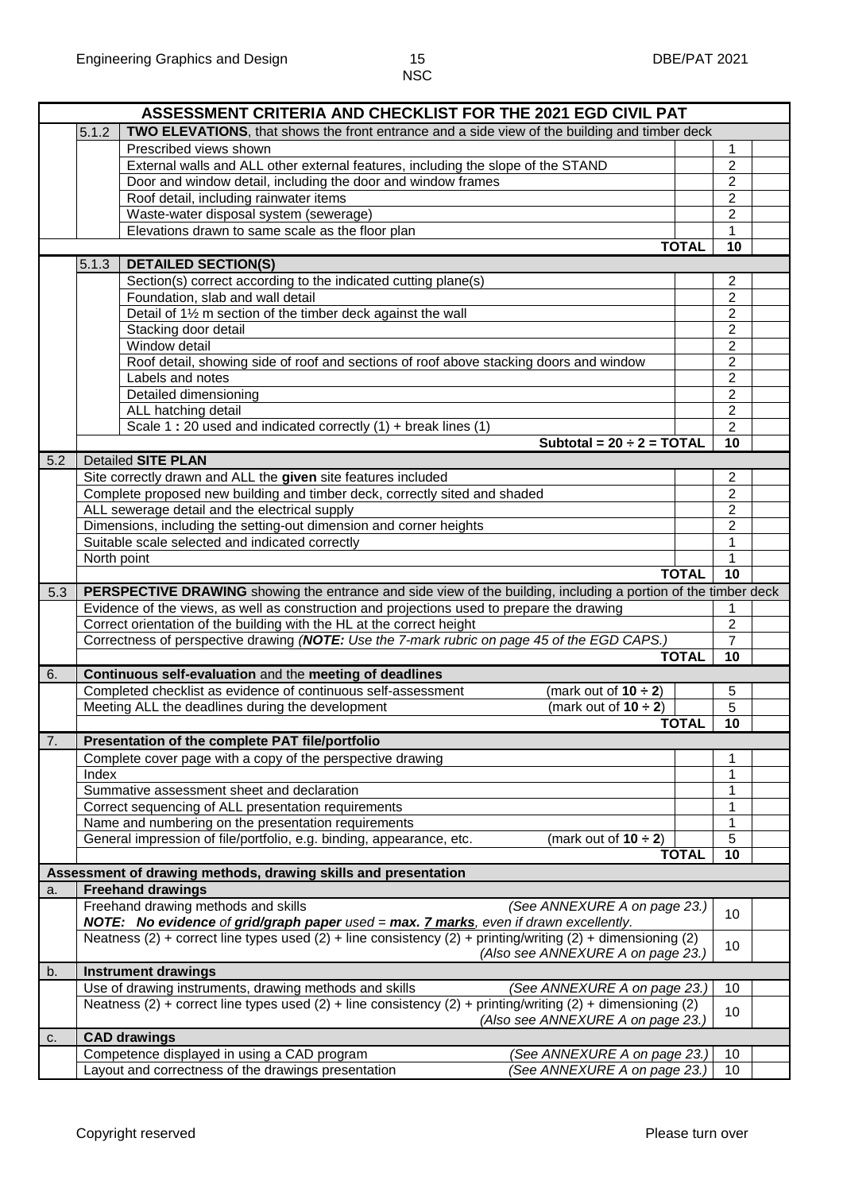| ASSESSMENT CRITERIA AND CHECKLIST FOR THE 2021 EGD CIVIL PAT | | | | | |
|---|---|---|---|---|---|
| | 5.1.2 | **TWO ELEVATIONS**, that shows the front entrance and a side view of the building and timber deck | | | |
| | | Prescribed views shown | | 1 | |
| | | External walls and ALL other external features, including the slope of the STAND | | 2 | |
| | | Door and window detail, including the door and window frames | | 2 | |
| | | Roof detail, including rainwater items | | 2 | |
| | | Waste-water disposal system (sewerage) | | 2 | |
| | | Elevations drawn to same scale as the floor plan | | 1 | |
| | | | **TOTAL** | **10** | |
| | 5.1.3 | **DETAILED SECTION(S)** | | | |
| | | Section(s) correct according to the indicated cutting plane(s) | | 2 | |
| | | Foundation, slab and wall detail | | 2 | |
| | | Detail of 1½ m section of the timber deck against the wall | | 2 | |
| | | Stacking door detail | | 2 | |
| | | Window detail | | 2 | |
| | | Roof detail, showing side of roof and sections of roof above stacking doors and window | | 2 | |
| | | Labels and notes | | 2 | |
| | | Detailed dimensioning | | 2 | |
| | | ALL hatching detail | | 2 | |
| | | Scale 1 **:** 20 used and indicated correctly (1) + break lines (1) | | 2 | |
| | | **Subtotal = 20 ÷ 2 = TOTAL** | | **10** | |
| 5.2 | Detailed **SITE PLAN** | | | | |
| | Site correctly drawn and ALL the **given** site features included | | | 2 | |
| | Complete proposed new building and timber deck, correctly sited and shaded | | | 2 | |
| | ALL sewerage detail and the electrical supply | | | 2 | |
| | Dimensions, including the setting-out dimension and corner heights | | | 2 | |
| | Suitable scale selected and indicated correctly | | | 1 | |
| | North point | | | 1 | |
| | | | **TOTAL** | **10** | |
| 5.3 | **PERSPECTIVE DRAWING** showing the entrance and side view of the building, including a portion of the timber deck | | | | |
| | Evidence of the views, as well as construction and projections used to prepare the drawing | | | 1 | |
| | Correct orientation of the building with the HL at the correct height | | | 2 | |
| | Correctness of perspective drawing *(**NOTE:** Use the 7-mark rubric on page 45 of the EGD CAPS.)* | | | 7 | |
| | | | **TOTAL** | **10** | |
| 6. | **Continuous self-evaluation** and the **meeting of deadlines** | | | | |
| | Completed checklist as evidence of continuous self-assessment (mark out of **10 ÷ 2**) | | | 5 | |
| | Meeting ALL the deadlines during the development (mark out of **10 ÷ 2**) | | | 5 | |
| | | | **TOTAL** | **10** | |
| 7. | **Presentation of the complete PAT file/portfolio** | | | | |
| | Complete cover page with a copy of the perspective drawing | | | 1 | |
| | Index | | | 1 | |
| | Summative assessment sheet and declaration | | | 1 | |
| | Correct sequencing of ALL presentation requirements | | | 1 | |
| | Name and numbering on the presentation requirements | | | 1 | |
| | General impression of file/portfolio, e.g. binding, appearance, etc. (mark out of **10 ÷ 2**) | | | 5 | |
| | | | **TOTAL** | **10** | |
| **Assessment of drawing methods, drawing skills and presentation** | | | | | |
| a. | **Freehand drawings** | | | | |
| | Freehand drawing methods and skills *(See ANNEXURE A on page 23.)* ***NOTE:*** ***No evidence** of **grid/graph paper** used = **max. 7 marks**, even if drawn excellently.* | | | 10 | |
| | Neatness (2) + correct line types used (2) + line consistency (2) + printing/writing (2) + dimensioning (2) *(Also see ANNEXURE A on page 23.)* | | | 10 | |
| b. | **Instrument drawings** | | | | |
| | Use of drawing instruments, drawing methods and skills *(See ANNEXURE A on page 23.)* | | | 10 | |
| | Neatness (2) + correct line types used (2) + line consistency (2) + printing/writing (2) + dimensioning (2) *(Also see ANNEXURE A on page 23.)* | | | 10 | |
| c. | **CAD drawings** | | | | |
| | Competence displayed in using a CAD program *(See ANNEXURE A on page 23.)* | | | 10 | |
| | Layout and correctness of the drawings presentation *(See ANNEXURE A on page 23.)* | | | 10 | |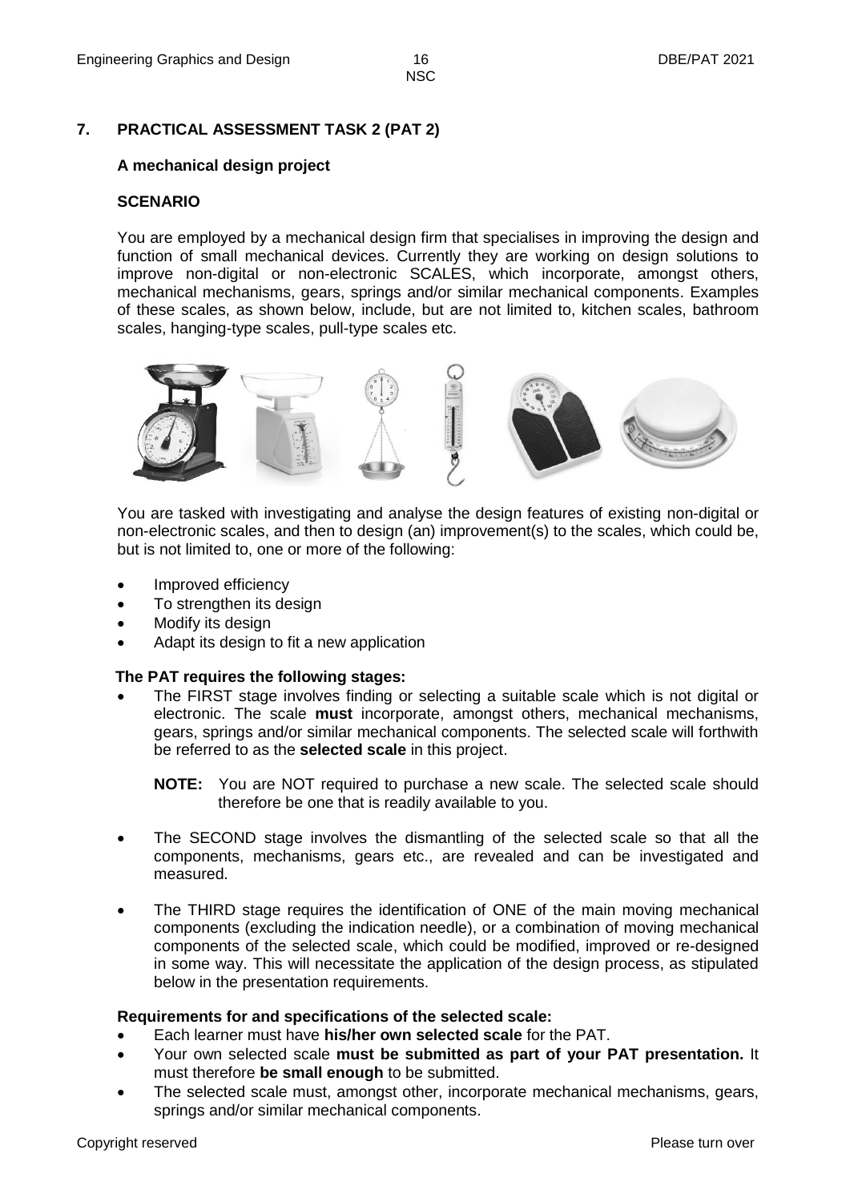## 7. PRACTICAL ASSESSMENT TASK 2 (PAT 2)

### A mechanical design project

**SCENARIO**

You are employed by a mechanical design firm that specialises in improving the design and function of small mechanical devices. Currently they are working on design solutions to improve non-digital or non-electronic SCALES, which incorporate, amongst others, mechanical mechanisms, gears, springs and/or similar mechanical components. Examples of these scales, as shown below, include, but are not limited to, kitchen scales, bathroom scales, hanging-type scales, pull-type scales etc.

You are tasked with investigating and analyse the design features of existing non-digital or non-electronic scales, and then to design (an) improvement(s) to the scales, which could be, but is not limited to, one or more of the following:

- Improved efficiency
- To strengthen its design
- Modify its design
- Adapt its design to fit a new application

**The PAT requires the following stages:**

- The FIRST stage involves finding or selecting a suitable scale which is not digital or electronic. The scale **must** incorporate, amongst others, mechanical mechanisms, gears, springs and/or similar mechanical components. The selected scale will forthwith be referred to as the **selected scale** in this project.

  **NOTE:** You are NOT required to purchase a new scale. The selected scale should therefore be one that is readily available to you.

- The SECOND stage involves the dismantling of the selected scale so that all the components, mechanisms, gears etc., are revealed and can be investigated and measured.

- The THIRD stage requires the identification of ONE of the main moving mechanical components (excluding the indication needle), or a combination of moving mechanical components of the selected scale, which could be modified, improved or re-designed in some way. This will necessitate the application of the design process, as stipulated below in the presentation requirements.

**Requirements for and specifications of the selected scale:**

- Each learner must have **his/her own selected scale** for the PAT.
- Your own selected scale **must be submitted as part of your PAT presentation.** It must therefore **be small enough** to be submitted.
- The selected scale must, amongst other, incorporate mechanical mechanisms, gears, springs and/or similar mechanical components.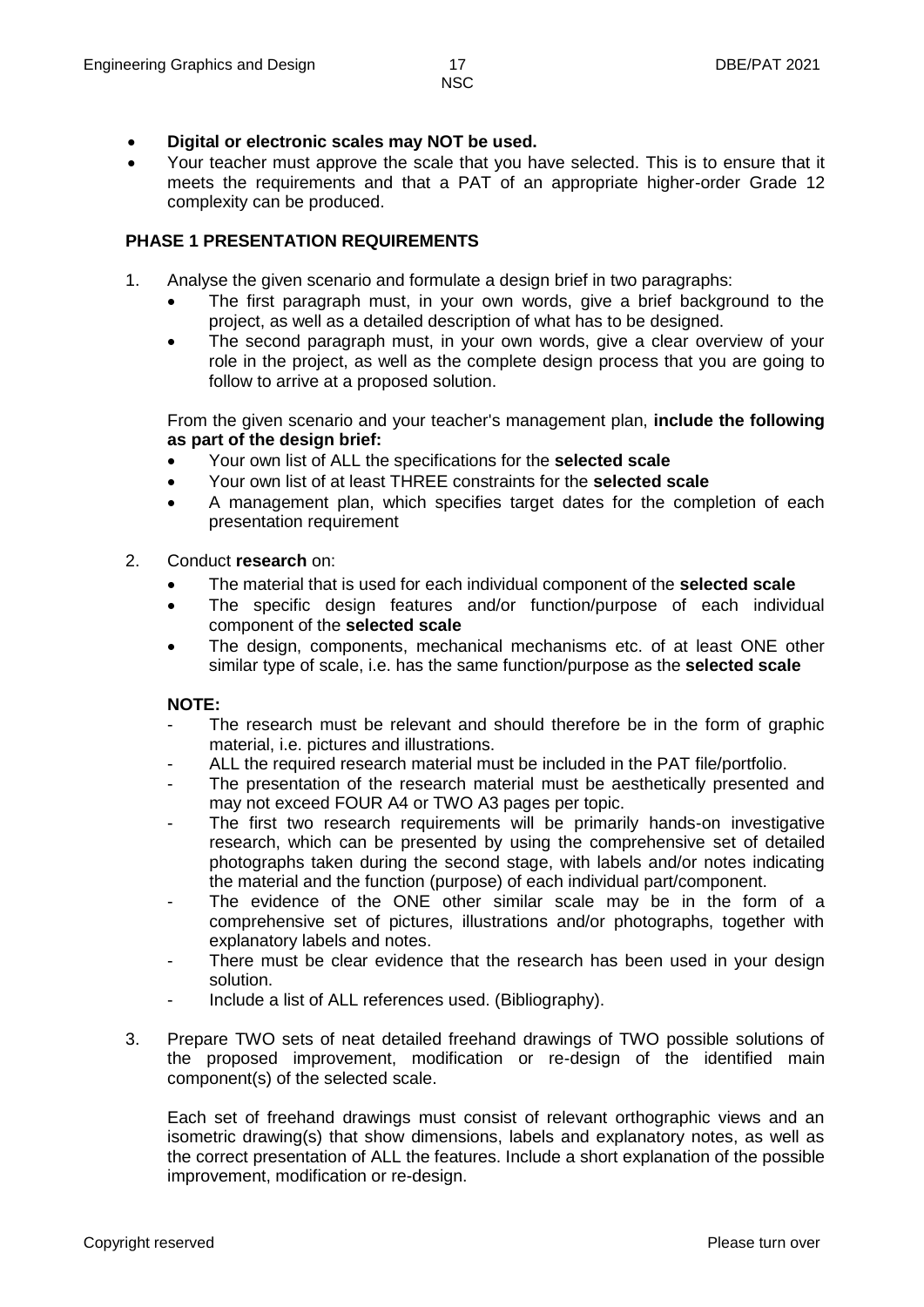- **Digital or electronic scales may NOT be used.**
- Your teacher must approve the scale that you have selected. This is to ensure that it meets the requirements and that a PAT of an appropriate higher-order Grade 12 complexity can be produced.

**PHASE 1 PRESENTATION REQUIREMENTS**

1. Analyse the given scenario and formulate a design brief in two paragraphs:
   - The first paragraph must, in your own words, give a brief background to the project, as well as a detailed description of what has to be designed.
   - The second paragraph must, in your own words, give a clear overview of your role in the project, as well as the complete design process that you are going to follow to arrive at a proposed solution.

   From the given scenario and your teacher's management plan, **include the following as part of the design brief:**
   - Your own list of ALL the specifications for the **selected scale**
   - Your own list of at least THREE constraints for the **selected scale**
   - A management plan, which specifies target dates for the completion of each presentation requirement

2. Conduct **research** on:
   - The material that is used for each individual component of the **selected scale**
   - The specific design features and/or function/purpose of each individual component of the **selected scale**
   - The design, components, mechanical mechanisms etc. of at least ONE other similar type of scale, i.e. has the same function/purpose as the **selected scale**

   **NOTE:**
   - The research must be relevant and should therefore be in the form of graphic material, i.e. pictures and illustrations.
   - ALL the required research material must be included in the PAT file/portfolio.
   - The presentation of the research material must be aesthetically presented and may not exceed FOUR A4 or TWO A3 pages per topic.
   - The first two research requirements will be primarily hands-on investigative research, which can be presented by using the comprehensive set of detailed photographs taken during the second stage, with labels and/or notes indicating the material and the function (purpose) of each individual part/component.
   - The evidence of the ONE other similar scale may be in the form of a comprehensive set of pictures, illustrations and/or photographs, together with explanatory labels and notes.
   - There must be clear evidence that the research has been used in your design solution.
   - Include a list of ALL references used. (Bibliography).

3. Prepare TWO sets of neat detailed freehand drawings of TWO possible solutions of the proposed improvement, modification or re-design of the identified main component(s) of the selected scale.

   Each set of freehand drawings must consist of relevant orthographic views and an isometric drawing(s) that show dimensions, labels and explanatory notes, as well as the correct presentation of ALL the features. Include a short explanation of the possible improvement, modification or re-design.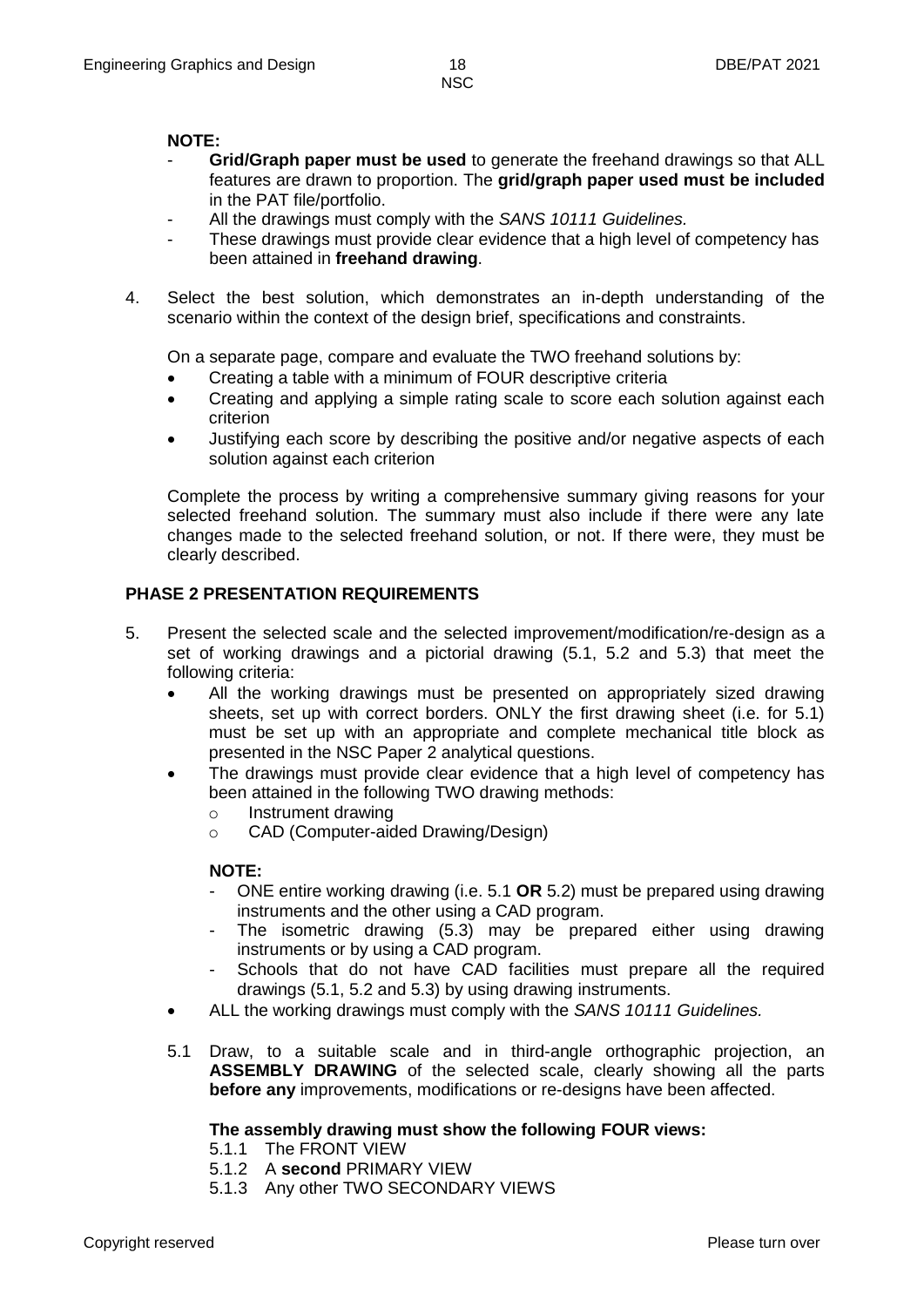**NOTE:**

- **Grid/Graph paper must be used** to generate the freehand drawings so that ALL features are drawn to proportion. The **grid/graph paper used must be included** in the PAT file/portfolio.
- All the drawings must comply with the *SANS 10111 Guidelines.*
- These drawings must provide clear evidence that a high level of competency has been attained in **freehand drawing**.

4. Select the best solution, which demonstrates an in-depth understanding of the scenario within the context of the design brief, specifications and constraints.

   On a separate page, compare and evaluate the TWO freehand solutions by:

   - Creating a table with a minimum of FOUR descriptive criteria
   - Creating and applying a simple rating scale to score each solution against each criterion
   - Justifying each score by describing the positive and/or negative aspects of each solution against each criterion

   Complete the process by writing a comprehensive summary giving reasons for your selected freehand solution. The summary must also include if there were any late changes made to the selected freehand solution, or not. If there were, they must be clearly described.

**PHASE 2 PRESENTATION REQUIREMENTS**

5. Present the selected scale and the selected improvement/modification/re-design as a set of working drawings and a pictorial drawing (5.1, 5.2 and 5.3) that meet the following criteria:

   - All the working drawings must be presented on appropriately sized drawing sheets, set up with correct borders. ONLY the first drawing sheet (i.e. for 5.1) must be set up with an appropriate and complete mechanical title block as presented in the NSC Paper 2 analytical questions.
   - The drawings must provide clear evidence that a high level of competency has been attained in the following TWO drawing methods:
     - Instrument drawing
     - CAD (Computer-aided Drawing/Design)

     **NOTE:**

     - ONE entire working drawing (i.e. 5.1 **OR** 5.2) must be prepared using drawing instruments and the other using a CAD program.
     - The isometric drawing (5.3) may be prepared either using drawing instruments or by using a CAD program.
     - Schools that do not have CAD facilities must prepare all the required drawings (5.1, 5.2 and 5.3) by using drawing instruments.
   - ALL the working drawings must comply with the *SANS 10111 Guidelines.*

   5.1 Draw, to a suitable scale and in third-angle orthographic projection, an **ASSEMBLY DRAWING** of the selected scale, clearly showing all the parts **before any** improvements, modifications or re-designs have been affected.

   **The assembly drawing must show the following FOUR views:**

   5.1.1 The FRONT VIEW
   5.1.2 A **second** PRIMARY VIEW
   5.1.3 Any other TWO SECONDARY VIEWS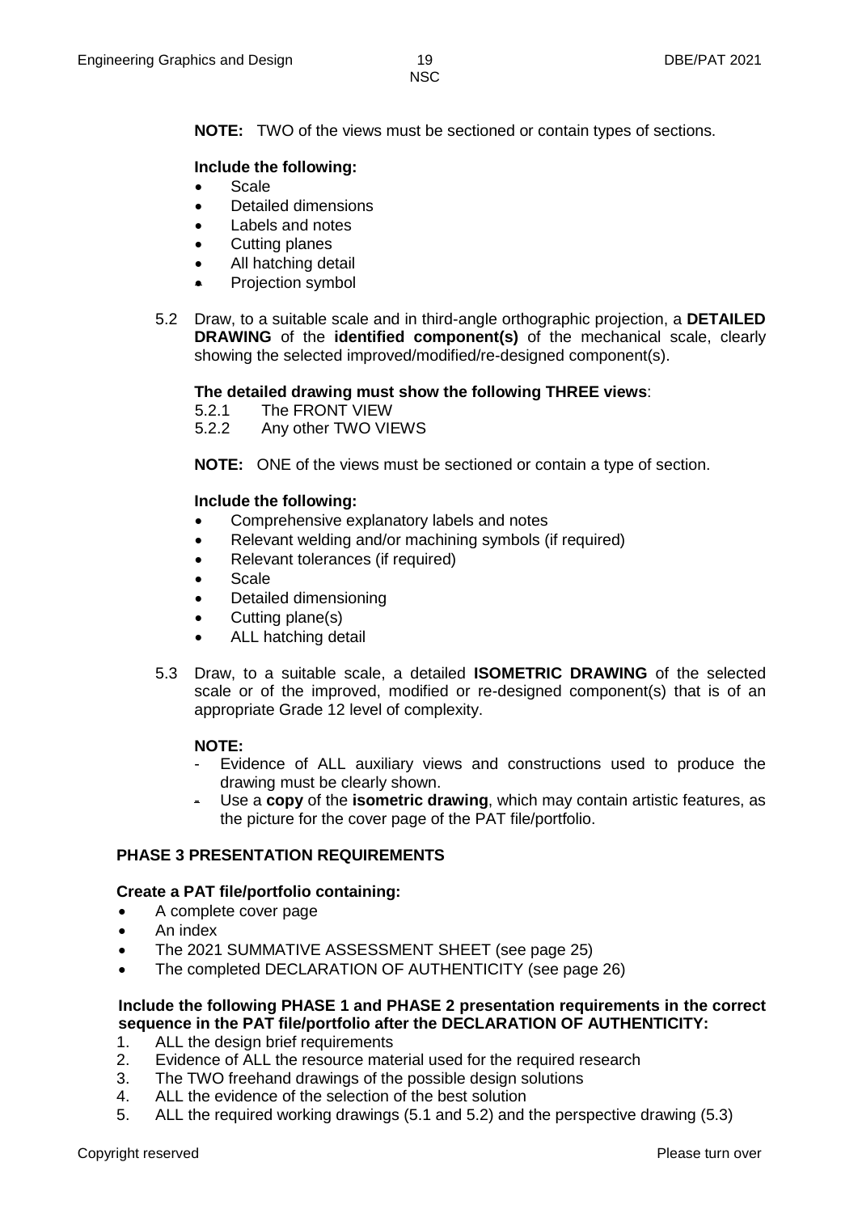**NOTE:** TWO of the views must be sectioned or contain types of sections.

**Include the following:**

- Scale
- Detailed dimensions
- Labels and notes
- Cutting planes
- All hatching detail
- Projection symbol

5.2 Draw, to a suitable scale and in third-angle orthographic projection, a **DETAILED DRAWING** of the **identified component(s)** of the mechanical scale, clearly showing the selected improved/modified/re-designed component(s).

**The detailed drawing must show the following THREE views**:

5.2.1 The FRONT VIEW
5.2.2 Any other TWO VIEWS

**NOTE:** ONE of the views must be sectioned or contain a type of section.

**Include the following:**

- Comprehensive explanatory labels and notes
- Relevant welding and/or machining symbols (if required)
- Relevant tolerances (if required)
- Scale
- Detailed dimensioning
- Cutting plane(s)
- ALL hatching detail

5.3 Draw, to a suitable scale, a detailed **ISOMETRIC DRAWING** of the selected scale or of the improved, modified or re-designed component(s) that is of an appropriate Grade 12 level of complexity.

**NOTE:**

- Evidence of ALL auxiliary views and constructions used to produce the drawing must be clearly shown.
- Use a **copy** of the **isometric drawing**, which may contain artistic features, as the picture for the cover page of the PAT file/portfolio.

## PHASE 3 PRESENTATION REQUIREMENTS

**Create a PAT file/portfolio containing:**

- A complete cover page
- An index
- The 2021 SUMMATIVE ASSESSMENT SHEET (see page 25)
- The completed DECLARATION OF AUTHENTICITY (see page 26)

**Include the following PHASE 1 and PHASE 2 presentation requirements in the correct sequence in the PAT file/portfolio after the DECLARATION OF AUTHENTICITY:**

1. ALL the design brief requirements
2. Evidence of ALL the resource material used for the required research
3. The TWO freehand drawings of the possible design solutions
4. ALL the evidence of the selection of the best solution
5. ALL the required working drawings (5.1 and 5.2) and the perspective drawing (5.3)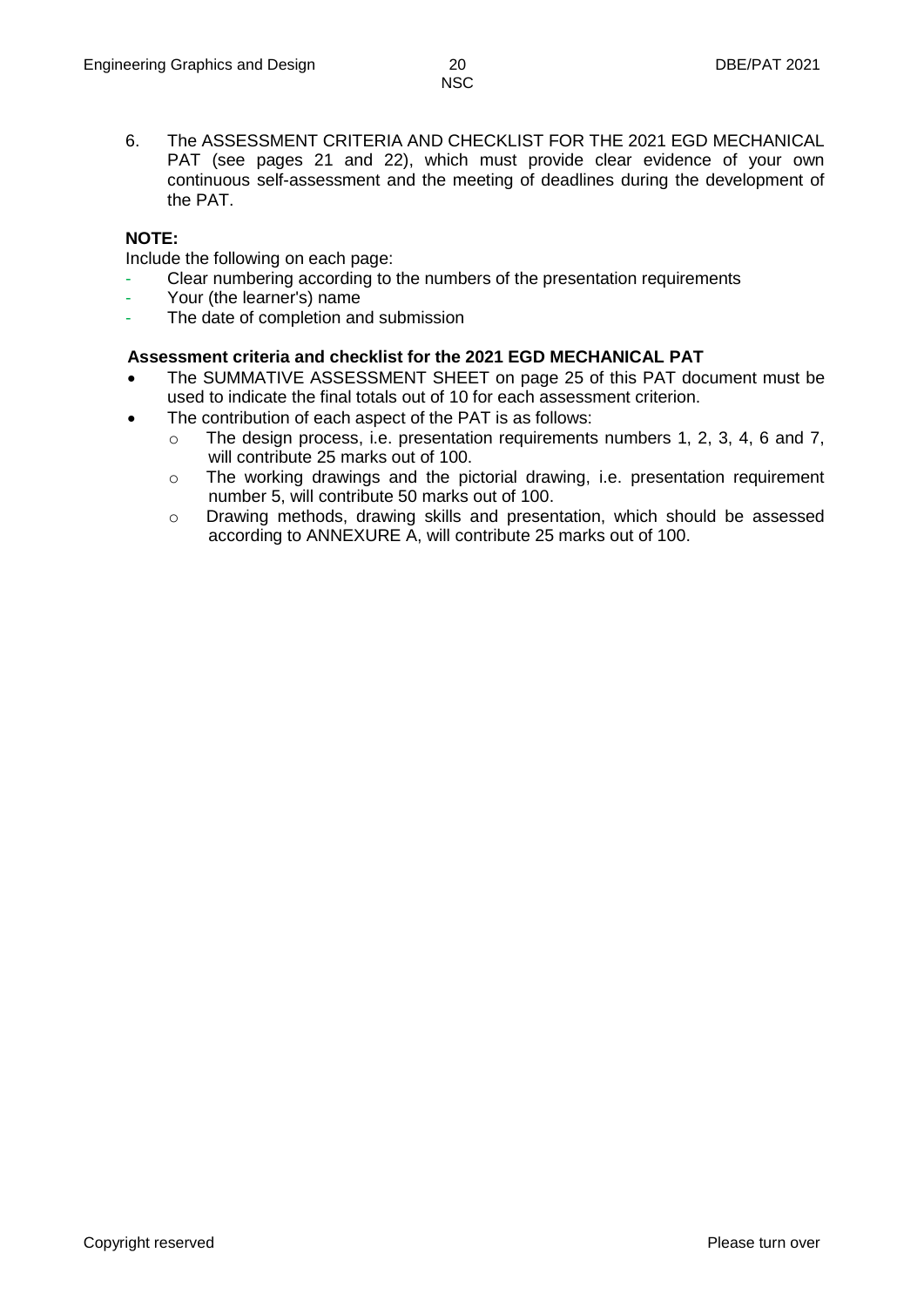6. The ASSESSMENT CRITERIA AND CHECKLIST FOR THE 2021 EGD MECHANICAL PAT (see pages 21 and 22), which must provide clear evidence of your own continuous self-assessment and the meeting of deadlines during the development of the PAT.

**NOTE:**

Include the following on each page:

- Clear numbering according to the numbers of the presentation requirements
- Your (the learner's) name
- The date of completion and submission

**Assessment criteria and checklist for the 2021 EGD MECHANICAL PAT**

- The SUMMATIVE ASSESSMENT SHEET on page 25 of this PAT document must be used to indicate the final totals out of 10 for each assessment criterion.
- The contribution of each aspect of the PAT is as follows:
  - The design process, i.e. presentation requirements numbers 1, 2, 3, 4, 6 and 7, will contribute 25 marks out of 100.
  - The working drawings and the pictorial drawing, i.e. presentation requirement number 5, will contribute 50 marks out of 100.
  - Drawing methods, drawing skills and presentation, which should be assessed according to ANNEXURE A, will contribute 25 marks out of 100.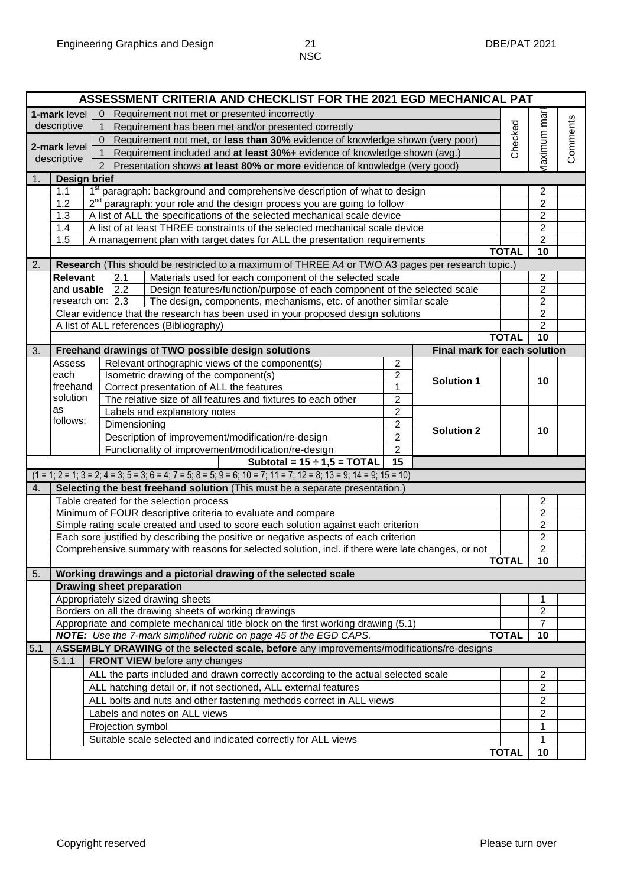# ASSESSMENT CRITERIA AND CHECKLIST FOR THE 2021 EGD MECHANICAL PAT

| | | | Checked | Maximum mark | Comments |
|---|---|---|---|---|---|
| **1-mark level** descriptive | 0 | Requirement not met or presented incorrectly | | | |
| | 1 | Requirement has been met and/or presented correctly | | | |
| **2-mark level** descriptive | 0 | Requirement not met, or **less than 30%** evidence of knowledge shown (very poor) | | | |
| | 1 | Requirement included and **at least 30%+** evidence of knowledge shown (avg.) | | | |
| | 2 | Presentation shows **at least 80% or more** evidence of knowledge (very good) | | | |

| | | | Checked | Maximum mark | Comments |
|---|---|---|---|---|---|
| **1.** | **Design brief** | | | | |
| | 1.1 | 1st paragraph: background and comprehensive description of what to design | | 2 | |
| | 1.2 | 2nd paragraph: your role and the design process you are going to follow | | 2 | |
| | 1.3 | A list of ALL the specifications of the selected mechanical scale device | | 2 | |
| | 1.4 | A list of at least THREE constraints of the selected mechanical scale device | | 2 | |
| | 1.5 | A management plan with target dates for ALL the presentation requirements | | 2 | |
| | | | **TOTAL** | **10** | |
| **2.** | **Research** (This should be restricted to a maximum of THREE A4 or TWO A3 pages per research topic.) | | | | |
| | **Relevant** and **usable** research on: 2.1 | Materials used for each component of the selected scale | | 2 | |
| | 2.2 | Design features/function/purpose of each component of the selected scale | | 2 | |
| | 2.3 | The design, components, mechanisms, etc. of another similar scale | | 2 | |
| | | Clear evidence that the research has been used in your proposed design solutions | | 2 | |
| | | A list of ALL references (Bibliography) | | 2 | |
| | | | **TOTAL** | **10** | |

| 3. | **Freehand drawings** of **TWO possible design solutions** | | **Final mark for each solution** | | | |
|---|---|---|---|---|---|---|
| | Assess each freehand solution as follows: | Relevant orthographic views of the component(s) | 2 | **Solution 1** | | **10** |
| | | Isometric drawing of the component(s) | 2 | | | |
| | | Correct presentation of ALL the features | 1 | | | |
| | | The relative size of all features and fixtures to each other | 2 | | | |
| | | Labels and explanatory notes | 2 | **Solution 2** | | **10** |
| | | Dimensioning | 2 | | | |
| | | Description of improvement/modification/re-design | 2 | | | |
| | | Functionality of improvement/modification/re-design | 2 | | | |
| | | **Subtotal = 15 ÷ 1,5 = TOTAL** | **15** | | | |

(1 = 1; 2 = 1; 3 = 2; 4 = 3; 5 = 3; 6 = 4; 7 = 5; 8 = 5; 9 = 6; 10 = 7; 11 = 7; 12 = 8; 13 = 9; 14 = 9; 15 = 10)

| | | | Checked | Maximum mark | Comments |
|---|---|---|---|---|---|
| **4.** | **Selecting the best freehand solution** (This must be a separate presentation.) | | | | |
| | Table created for the selection process | | | 2 | |
| | Minimum of FOUR descriptive criteria to evaluate and compare | | | 2 | |
| | Simple rating scale created and used to score each solution against each criterion | | | 2 | |
| | Each sore justified by describing the positive or negative aspects of each criterion | | | 2 | |
| | Comprehensive summary with reasons for selected solution, incl. if there were late changes, or not | | | 2 | |
| | | | **TOTAL** | **10** | |
| **5.** | **Working drawings and a pictorial drawing of the selected scale** | | | | |
| | **Drawing sheet preparation** | | | | |
| | Appropriately sized drawing sheets | | | 1 | |
| | Borders on all the drawing sheets of working drawings | | | 2 | |
| | Appropriate and complete mechanical title block on the first working drawing (5.1) | | | 7 | |
| | ***NOTE:** Use the 7-mark simplified rubric on page 45 of the EGD CAPS.* | | **TOTAL** | **10** | |
| **5.1** | **ASSEMBLY DRAWING** of the **selected scale, before** any improvements/modifications/re-designs | | | | |
| | 5.1.1 | **FRONT VIEW** before any changes | | | |
| | | ALL the parts included and drawn correctly according to the actual selected scale | | 2 | |
| | | ALL hatching detail or, if not sectioned, ALL external features | | 2 | |
| | | ALL bolts and nuts and other fastening methods correct in ALL views | | 2 | |
| | | Labels and notes on ALL views | | 2 | |
| | | Projection symbol | | 1 | |
| | | Suitable scale selected and indicated correctly for ALL views | | 1 | |
| | | | **TOTAL** | **10** | |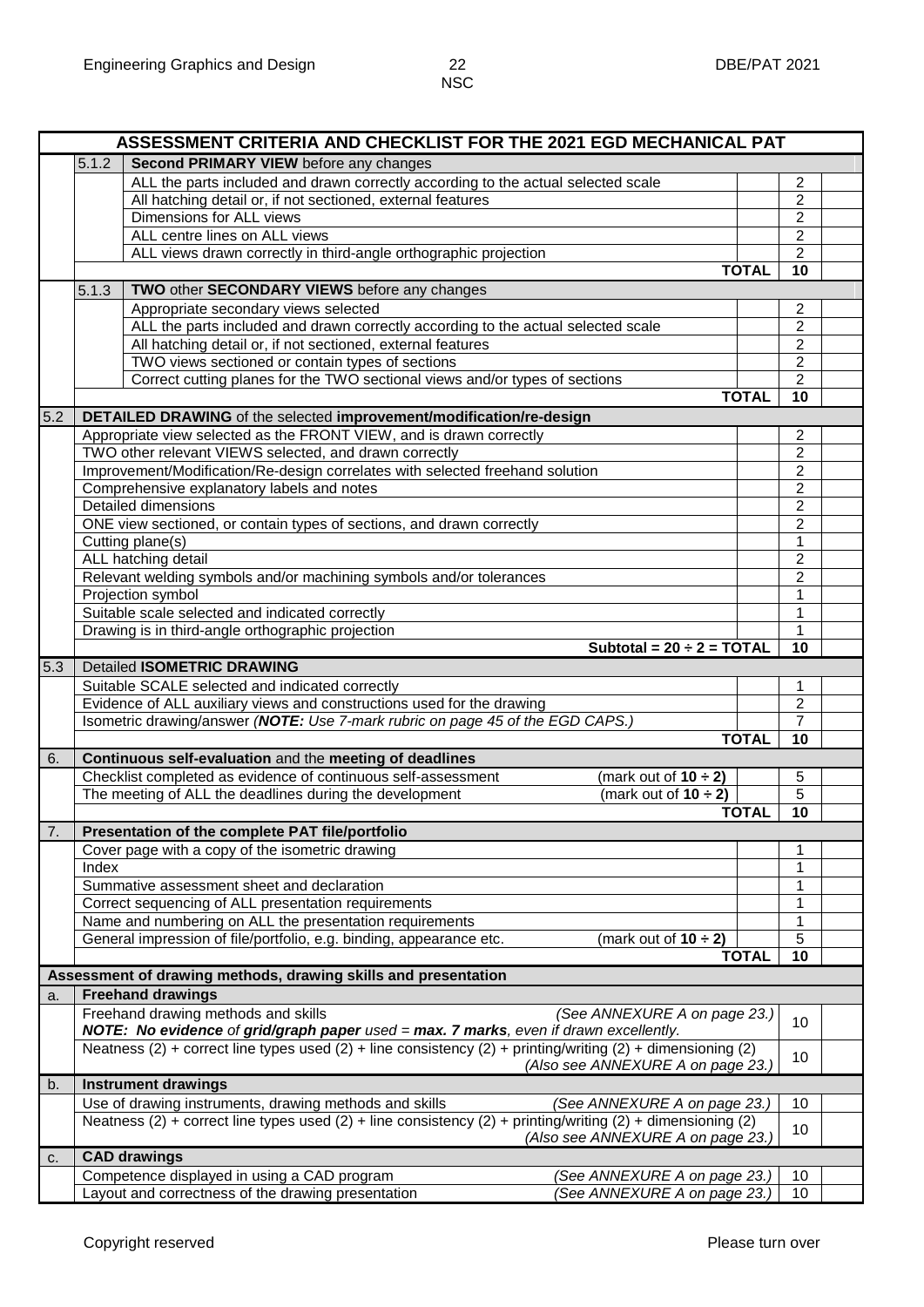| ASSESSMENT CRITERIA AND CHECKLIST FOR THE 2021 EGD MECHANICAL PAT | | | | | |
|---|---|---|---|---|---|
| | 5.1.2 | **Second PRIMARY VIEW** before any changes | | | |
| | | ALL the parts included and drawn correctly according to the actual selected scale | | 2 | |
| | | All hatching detail or, if not sectioned, external features | | 2 | |
| | | Dimensions for ALL views | | 2 | |
| | | ALL centre lines on ALL views | | 2 | |
| | | ALL views drawn correctly in third-angle orthographic projection | | 2 | |
| | | | **TOTAL** | **10** | |
| | 5.1.3 | **TWO** other **SECONDARY VIEWS** before any changes | | | |
| | | Appropriate secondary views selected | | 2 | |
| | | ALL the parts included and drawn correctly according to the actual selected scale | | 2 | |
| | | All hatching detail or, if not sectioned, external features | | 2 | |
| | | TWO views sectioned or contain types of sections | | 2 | |
| | | Correct cutting planes for the TWO sectional views and/or types of sections | | 2 | |
| | | | **TOTAL** | **10** | |
| 5.2 | **DETAILED DRAWING** of the selected **improvement/modification/re-design** | | | | |
| | Appropriate view selected as the FRONT VIEW, and is drawn correctly | | | 2 | |
| | TWO other relevant VIEWS selected, and drawn correctly | | | 2 | |
| | Improvement/Modification/Re-design correlates with selected freehand solution | | | 2 | |
| | Comprehensive explanatory labels and notes | | | 2 | |
| | Detailed dimensions | | | 2 | |
| | ONE view sectioned, or contain types of sections, and drawn correctly | | | 2 | |
| | Cutting plane(s) | | | 1 | |
| | ALL hatching detail | | | 2 | |
| | Relevant welding symbols and/or machining symbols and/or tolerances | | | 2 | |
| | Projection symbol | | | 1 | |
| | Suitable scale selected and indicated correctly | | | 1 | |
| | Drawing is in third-angle orthographic projection | | | 1 | |
| | | | **Subtotal = 20 ÷ 2 = TOTAL** | **10** | |
| 5.3 | Detailed **ISOMETRIC DRAWING** | | | | |
| | Suitable SCALE selected and indicated correctly | | | 1 | |
| | Evidence of ALL auxiliary views and constructions used for the drawing | | | 2 | |
| | Isometric drawing/answer (***NOTE:** Use 7-mark rubric on page 45 of the EGD CAPS.)* | | | 7 | |
| | | | **TOTAL** | **10** | |
| 6. | **Continuous self-evaluation** and the **meeting of deadlines** | | | | |
| | Checklist completed as evidence of continuous self-assessment (mark out of **10 ÷ 2)** | | | 5 | |
| | The meeting of ALL the deadlines during the development (mark out of **10 ÷ 2)** | | | 5 | |
| | | | **TOTAL** | **10** | |
| 7. | **Presentation of the complete PAT file/portfolio** | | | | |
| | Cover page with a copy of the isometric drawing | | | 1 | |
| | Index | | | 1 | |
| | Summative assessment sheet and declaration | | | 1 | |
| | Correct sequencing of ALL presentation requirements | | | 1 | |
| | Name and numbering on ALL the presentation requirements | | | 1 | |
| | General impression of file/portfolio, e.g. binding, appearance etc. (mark out of **10 ÷ 2)** | | | 5 | |
| | | | **TOTAL** | **10** | |
| **Assessment of drawing methods, drawing skills and presentation** | | | | | |
| a. | **Freehand drawings** | | | | |
| | Freehand drawing methods and skills *(See ANNEXURE A on page 23.)* ***NOTE: No evidence** of **grid/graph paper** used = **max. 7 marks**, even if drawn excellently.* | | | 10 | |
| | Neatness (2) + correct line types used (2) + line consistency (2) + printing/writing (2) + dimensioning (2) *(Also see ANNEXURE A on page 23.)* | | | 10 | |
| b. | **Instrument drawings** | | | | |
| | Use of drawing instruments, drawing methods and skills *(See ANNEXURE A on page 23.)* | | | 10 | |
| | Neatness (2) + correct line types used (2) + line consistency (2) + printing/writing (2) + dimensioning (2) *(Also see ANNEXURE A on page 23.)* | | | 10 | |
| c. | **CAD drawings** | | | | |
| | Competence displayed in using a CAD program *(See ANNEXURE A on page 23.)* | | | 10 | |
| | Layout and correctness of the drawing presentation *(See ANNEXURE A on page 23.)* | | | 10 | |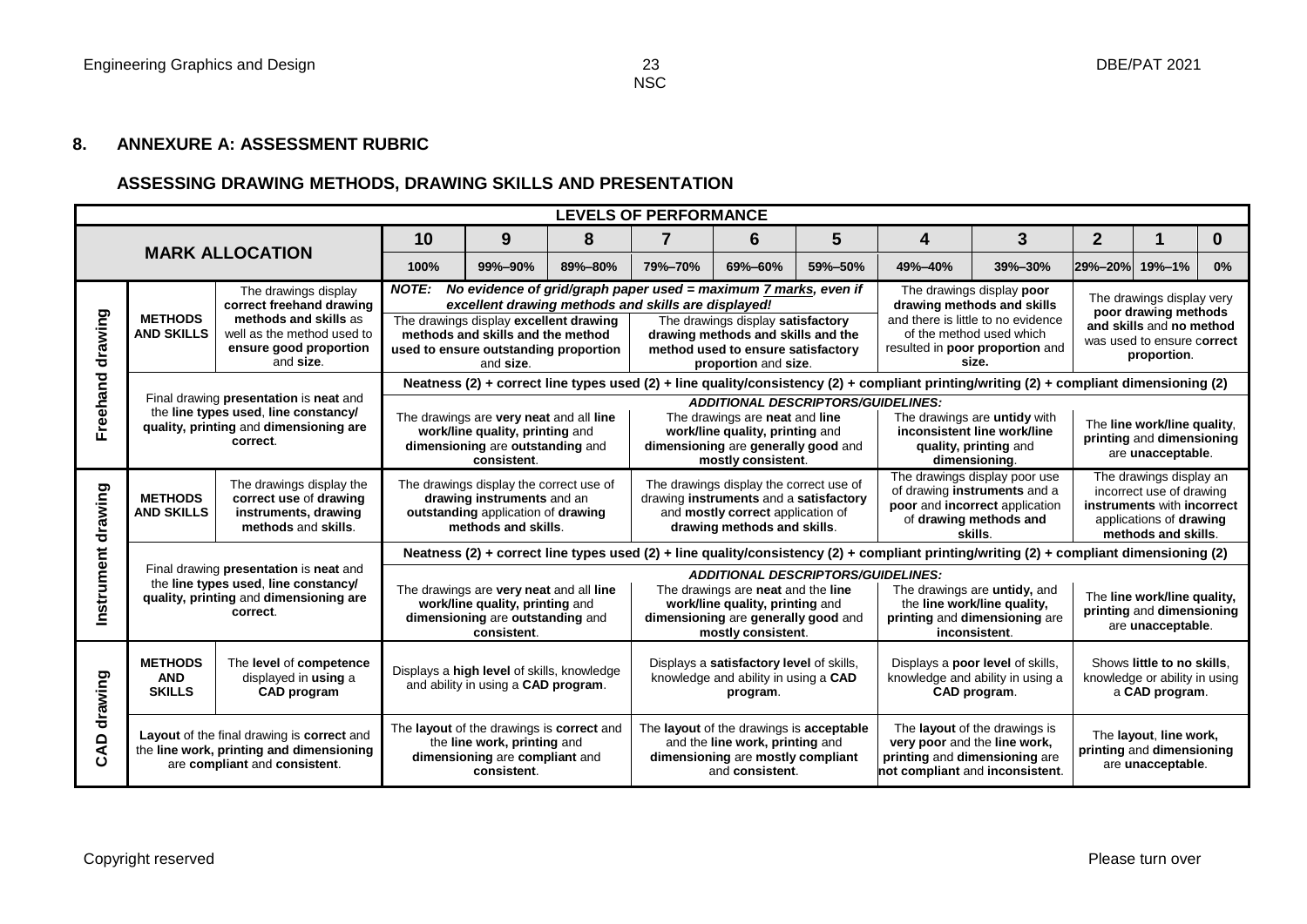## 8. ANNEXURE A: ASSESSMENT RUBRIC

### ASSESSING DRAWING METHODS, DRAWING SKILLS AND PRESENTATION

| | | | LEVELS OF PERFORMANCE | | | | | | | | | | |
|---|---|---|---|---|---|---|---|---|---|---|---|---|---|
| **MARK ALLOCATION** | | | **10** | **9** | **8** | **7** | **6** | **5** | **4** | **3** | **2** | **1** | **0** |
| | | | **100%** | **99%–90%** | **89%–80%** | **79%–70%** | **69%–60%** | **59%–50%** | **49%–40%** | **39%–30%** | **29%–20%** | **19%–1%** | **0%** |
| **Freehand drawing** | **METHODS AND SKILLS** | The drawings display **correct freehand drawing methods and skills** as well as the method used to **ensure good proportion** and **size**. | ***NOTE: No evidence of grid/graph paper used = maximum 7 marks, even if excellent drawing methods and skills are displayed!*** The drawings display **excellent drawing methods and skills and the method used to ensure outstanding proportion** and **size**. | | | The drawings display **satisfactory drawing methods and skills and the method used to ensure satisfactory proportion** and **size**. | | | The drawings display **poor drawing methods and skills** and there is little to no evidence of the method used which resulted in **poor proportion** and **size.** | | The drawings display very **poor drawing methods and skills** and **no method** was used to ensure **correct proportion**. | | |
| | Final drawing **presentation** is **neat** and the **line types used**, **line constancy/ quality, printing** and **dimensioning are correct**. | | **Neatness (2) + correct line types used (2) + line quality/consistency (2) + compliant printing/writing (2) + compliant dimensioning (2)** *ADDITIONAL DESCRIPTORS/GUIDELINES:* The drawings are **very neat** and all **line work/line quality, printing** and **dimensioning** are **outstanding** and **consistent**. | | | The drawings are **neat** and **line work/line quality, printing** and **dimensioning** are **generally good** and **mostly consistent**. | | | The drawings are **untidy** with **inconsistent line work/line quality, printing** and **dimensioning**. | | The **line work/line quality**, **printing** and **dimensioning** are **unacceptable**. | | |
| **Instrument drawing** | **METHODS AND SKILLS** | The drawings display the **correct use** of **drawing instruments, drawing methods** and **skills**. | The drawings display the correct use of **drawing instruments** and an **outstanding** application of **drawing methods and skills**. | | | The drawings display the correct use of drawing **instruments** and a **satisfactory** and **mostly correct** application of **drawing methods and skills**. | | | The drawings display poor use of drawing **instruments** and a **poor** and **incorrect** application of **drawing methods and skills**. | | The drawings display an incorrect use of drawing **instruments** with **incorrect** applications of **drawing methods and skills**. | | |
| | Final drawing **presentation** is **neat** and the **line types used**, **line constancy/ quality, printing** and **dimensioning are correct**. | | **Neatness (2) + correct line types used (2) + line quality/consistency (2) + compliant printing/writing (2) + compliant dimensioning (2)** *ADDITIONAL DESCRIPTORS/GUIDELINES:* The drawings are **very neat** and all **line work/line quality, printing** and **dimensioning** are **outstanding** and **consistent**. | | | The drawings are **neat** and the **line work/line quality, printing** and **dimensioning** are **generally good** and **mostly consistent**. | | | The drawings are **untidy,** and the **line work/line quality, printing** and **dimensioning** are **inconsistent**. | | The **line work/line quality, printing** and **dimensioning** are **unacceptable**. | | |
| **CAD drawing** | **METHODS AND SKILLS** | The **level** of **competence** displayed in **using** a **CAD program** | Displays a **high level** of skills, knowledge and ability in using a **CAD program**. | | | Displays a **satisfactory level** of skills, knowledge and ability in using a **CAD program**. | | | Displays a **poor level** of skills, knowledge and ability in using a **CAD program**. | | Shows **little to no skills**, knowledge or ability in using a **CAD program**. | | |
| | **Layout** of the final drawing is **correct** and the **line work, printing and dimensioning** are **compliant** and **consistent**. | | The **layout** of the drawings is **correct** and the **line work, printing** and **dimensioning** are **compliant** and **consistent**. | | | The **layout** of the drawings is **acceptable** and the **line work, printing** and **dimensioning** are **mostly compliant** and **consistent**. | | | The **layout** of the drawings is **very poor** and the **line work, printing** and **dimensioning** are **not compliant** and **inconsistent**. | | The **layout**, **line work, printing** and **dimensioning** are **unacceptable**. | | |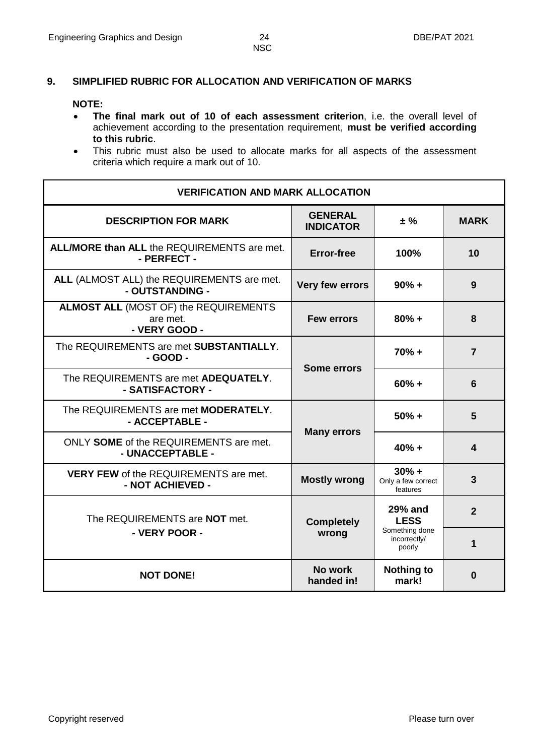## 9. SIMPLIFIED RUBRIC FOR ALLOCATION AND VERIFICATION OF MARKS

**NOTE:**

- **The final mark out of 10 of each assessment criterion**, i.e. the overall level of achievement according to the presentation requirement, **must be verified according to this rubric**.
- This rubric must also be used to allocate marks for all aspects of the assessment criteria which require a mark out of 10.

| VERIFICATION AND MARK ALLOCATION | | | |
|---|---|---|---|
| **DESCRIPTION FOR MARK** | **GENERAL INDICATOR** | **± %** | **MARK** |
| **ALL/MORE than ALL** the REQUIREMENTS are met. **- PERFECT -** | **Error-free** | **100%** | **10** |
| **ALL** (ALMOST ALL) the REQUIREMENTS are met. **- OUTSTANDING -** | **Very few errors** | **90% +** | **9** |
| **ALMOST ALL** (MOST OF) the REQUIREMENTS are met. **- VERY GOOD -** | **Few errors** | **80% +** | **8** |
| The REQUIREMENTS are met **SUBSTANTIALLY**. **- GOOD -** | **Some errors** | **70% +** | **7** |
| The REQUIREMENTS are met **ADEQUATELY**. **- SATISFACTORY -** | | **60% +** | **6** |
| The REQUIREMENTS are met **MODERATELY**. **- ACCEPTABLE -** | **Many errors** | **50% +** | **5** |
| ONLY **SOME** of the REQUIREMENTS are met. **- UNACCEPTABLE -** | | **40% +** | **4** |
| **VERY FEW** of the REQUIREMENTS are met. **- NOT ACHIEVED -** | **Mostly wrong** | **30% +** Only a few correct features | **3** |
| The REQUIREMENTS are **NOT** met. **- VERY POOR -** | **Completely wrong** | **29% and LESS** Something done incorrectly/ poorly | **2** |
| | | | **1** |
| **NOT DONE!** | **No work handed in!** | **Nothing to mark!** | **0** |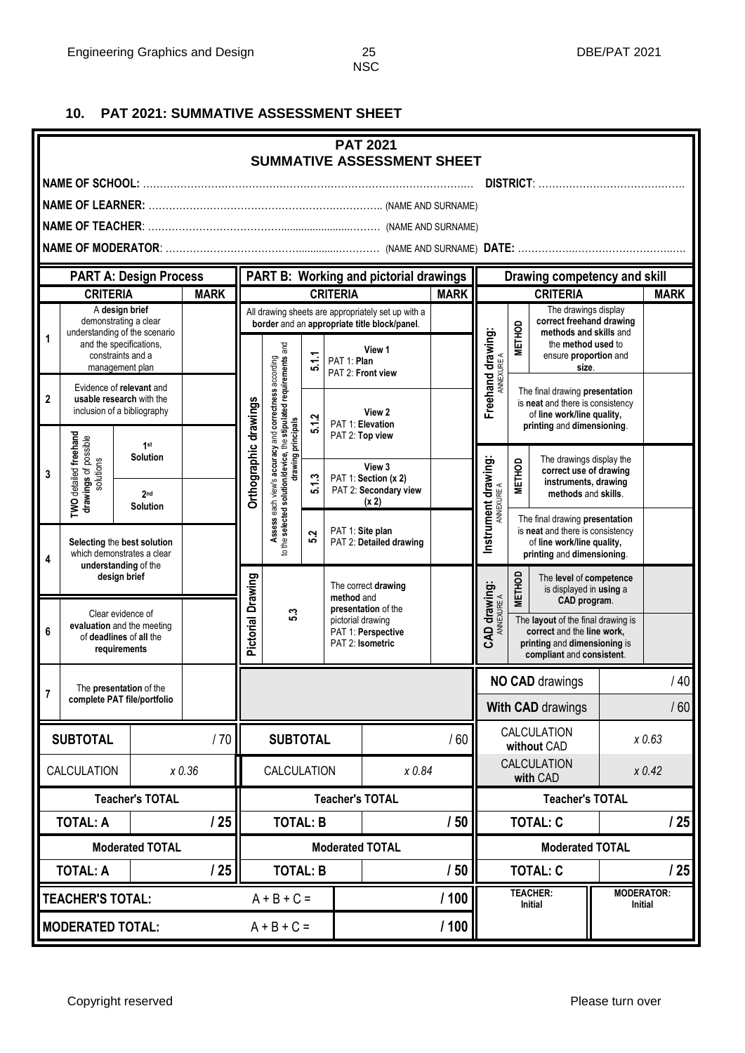## 10. PAT 2021: SUMMATIVE ASSESSMENT SHEET

**PAT 2021**
**SUMMATIVE ASSESSMENT SHEET**

**NAME OF SCHOOL:** ……………………………………………………………………………………… **DISTRICT**: …………………………………….

**NAME OF LEARNER:** ………………………………………………………….. (NAME AND SURNAME)

**NAME OF TEACHER**: ………………………………….....................……. (NAME AND SURNAME)

**NAME OF MODERATOR**: ……………………………….............………… (NAME AND SURNAME) **DATE:** …………….………………………..….

**PART A: Design Process**

| | CRITERIA | | MARK |
|---|---|---|---|
| 1 | A **design brief** demonstrating a clear understanding of the scenario and the specifications, constraints and a management plan | | |
| 2 | Evidence of **relevant** and **usable research** with the inclusion of a bibliography | | |
| 3 | **TWO** detailed **freehand drawings** of possible solutions | **1st Solution** | |
| | | **2nd Solution** | |
| 4 | **Selecting** the **best solution** which demonstrates a clear **understanding** of the **design brief** | | |
| 6 | Clear evidence of **evaluation** and the meeting of **deadlines** of **all** the **requirements** | | |
| 7 | The **presentation** of the **complete PAT file/portfolio** | | |
| **SUBTOTAL** | | | / 70 |
| CALCULATION | | | x 0.36 |
| **Teacher's TOTAL** | | | |
| **TOTAL: A** | | | **/ 25** |
| **Moderated TOTAL** | | | |
| **TOTAL: A** | | | **/ 25** |

**PART B: Working and pictorial drawings**

| CRITERIA | | | | MARK |
|---|---|---|---|---|
| All drawing sheets are appropriately set up with a **border** and an **appropriate title block/panel**. | | | | |
| **Orthographic drawings** | **Assess** each view's **accuracy** and **correctness** according to the **selected solution/device**, the **stipulated requirements** and **drawing principals** | 5.1.1 | **View 1** PAT 1: **Plan** PAT 2: **Front view** | |
| | | 5.1.2 | **View 2** PAT 1: **Elevation** PAT 2: **Top view** | |
| | | 5.1.3 | **View 3** PAT 1: **Section (x 2)** PAT 2: **Secondary view (x 2)** | |
| | | 5.2 | PAT 1: **Site plan** PAT 2: **Detailed drawing** | |
| **Pictorial Drawing** | 5.3 | | The correct **drawing method** and **presentation** of the pictorial drawing PAT 1: **Perspective** PAT 2: **Isometric** | |
| **SUBTOTAL** | | | | / 60 |
| CALCULATION | | | | x 0.84 |
| **Teacher's TOTAL** | | | | |
| **TOTAL: B** | | | | **/ 50** |
| **Moderated TOTAL** | | | | |
| **TOTAL: B** | | | | **/ 50** |

**Drawing competency and skill**

| CRITERIA | | | MARK |
|---|---|---|---|
| **Freehand drawing:** ANNEXURE A | **METHOD** | The drawings display **correct freehand drawing methods and skills** and the **method used** to ensure **proportion** and **size**. | |
| | | The final drawing **presentation** is **neat** and there is consistency of **line work/line quality, printing** and **dimensioning**. | |
| **Instrument drawing:** ANNEXURE A | **METHOD** | The drawings display the **correct use of drawing instruments, drawing methods** and **skills**. | |
| | | The final drawing **presentation** is **neat** and there is consistency of **line work/line quality, printing** and **dimensioning**. | |
| **CAD drawing:** ANNEXURE A | **METHOD** | The **level** of **competence** is displayed in **using** a **CAD program**. | |
| | | The **layout** of the final drawing is **correct** and the **line work, printing** and **dimensioning** is **compliant** and **consistent**. | |
| **NO CAD** drawings | | | / 40 |
| **With CAD** drawings | | | / 60 |
| CALCULATION **without** CAD | | | x 0.63 |
| CALCULATION **with** CAD | | | x 0.42 |
| **Teacher's TOTAL** | | | |
| **TOTAL: C** | | | **/ 25** |
| **Moderated TOTAL** | | | |
| **TOTAL: C** | | | **/ 25** |

| | | | | |
|---|---|---|---|---|
| **TEACHER'S TOTAL:** | A + B + C = | **/ 100** | **TEACHER:** Initial | **MODERATOR:** Initial |
| **MODERATED TOTAL:** | A + B + C = | **/ 100** | | |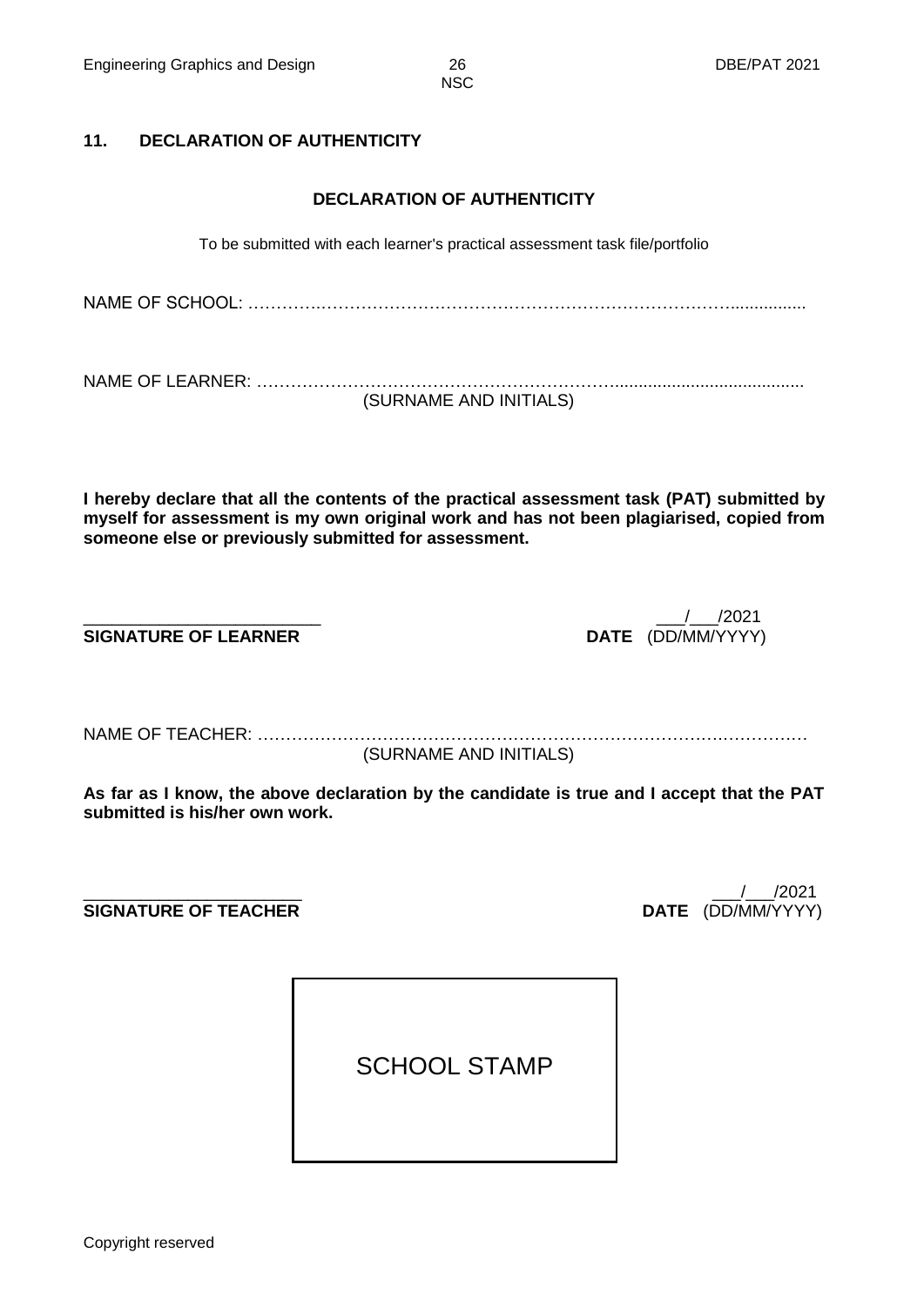## 11. DECLARATION OF AUTHENTICITY

### DECLARATION OF AUTHENTICITY

To be submitted with each learner's practical assessment task file/portfolio

NAME OF SCHOOL: …………………………………………………………………………………................

NAME OF LEARNER: …………………………………………………………….......................................
(SURNAME AND INITIALS)

**I hereby declare that all the contents of the practical assessment task (PAT) submitted by myself for assessment is my own original work and has not been plagiarised, copied from someone else or previously submitted for assessment.**

_________________________ ___/___/2021

**SIGNATURE OF LEARNER** **DATE** (DD/MM/YYYY)

NAME OF TEACHER: ………………………………………………………………………………………
(SURNAME AND INITIALS)

**As far as I know, the above declaration by the candidate is true and I accept that the PAT submitted is his/her own work.**

_______________________ ___/___/2021

**SIGNATURE OF TEACHER** **DATE** (DD/MM/YYYY)

SCHOOL STAMP